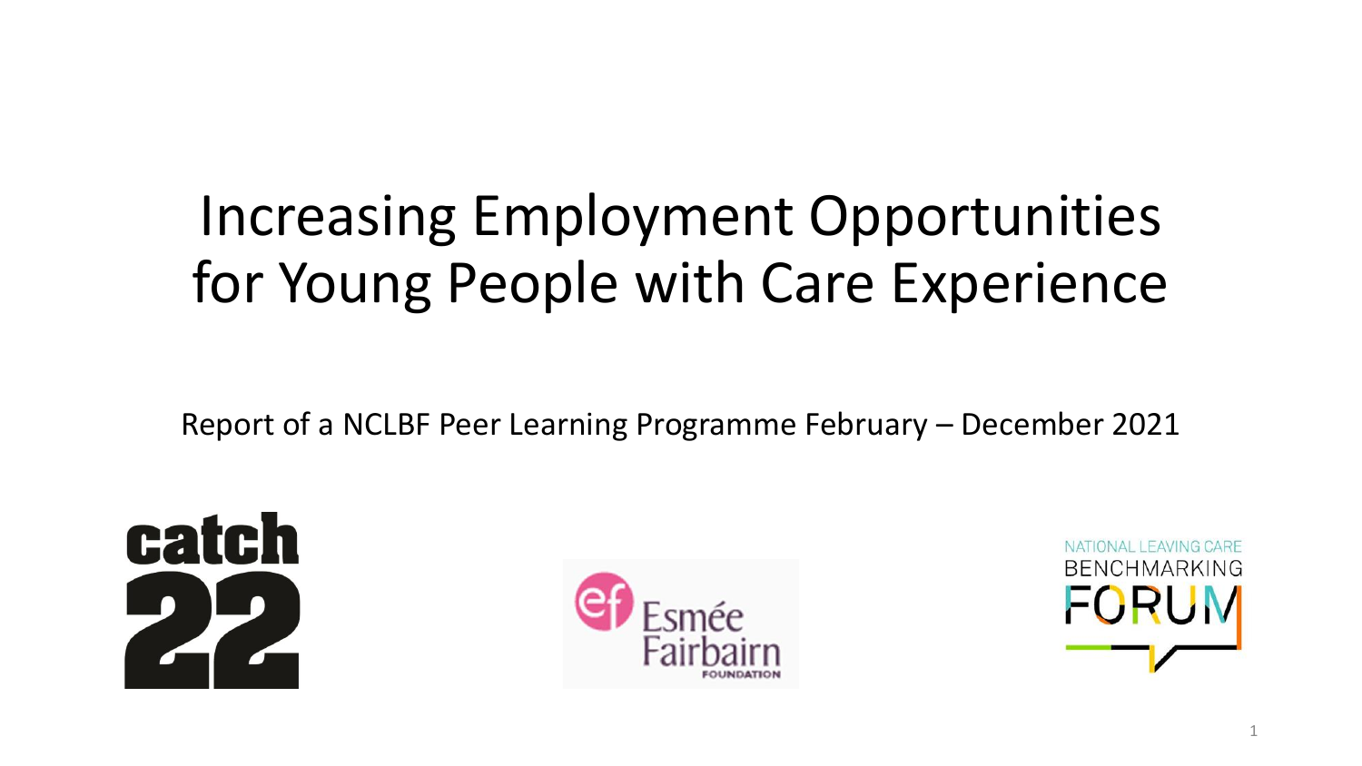# Increasing Employment Opportunities for Young People with Care Experience

Report of a NCLBF Peer Learning Programme February – December 2021

catch 22

Esmée Fairbairn Foundation

NATIONAL LEAVING CARE BENCHMARKING FORUM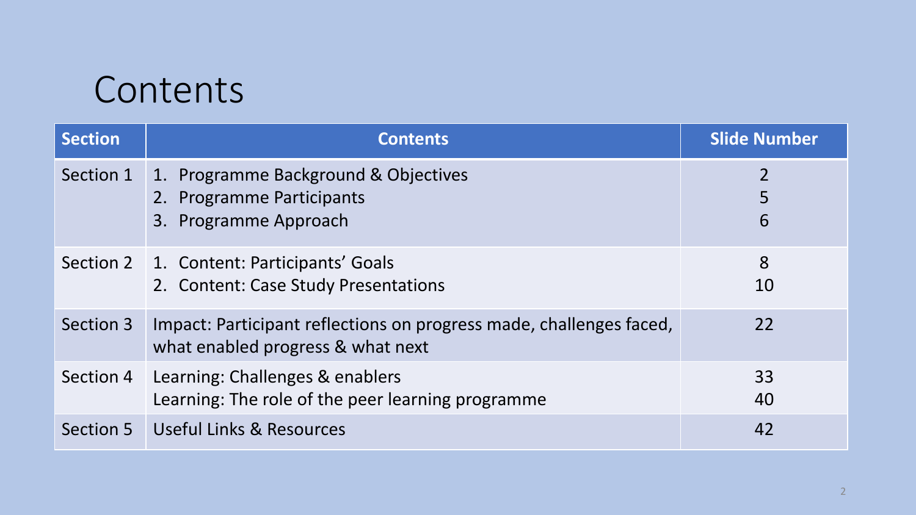# Contents

| Section | Contents | Slide Number |
|---|---|---|
| Section 1 | 1. Programme Background & Objectives<br>2. Programme Participants<br>3. Programme Approach | 2<br>5<br>6 |
| Section 2 | 1. Content: Participants' Goals<br>2. Content: Case Study Presentations | 8<br>10 |
| Section 3 | Impact: Participant reflections on progress made, challenges faced, what enabled progress & what next | 22 |
| Section 4 | Learning: Challenges & enablers<br>Learning: The role of the peer learning programme | 33<br>40 |
| Section 5 | Useful Links & Resources | 42 |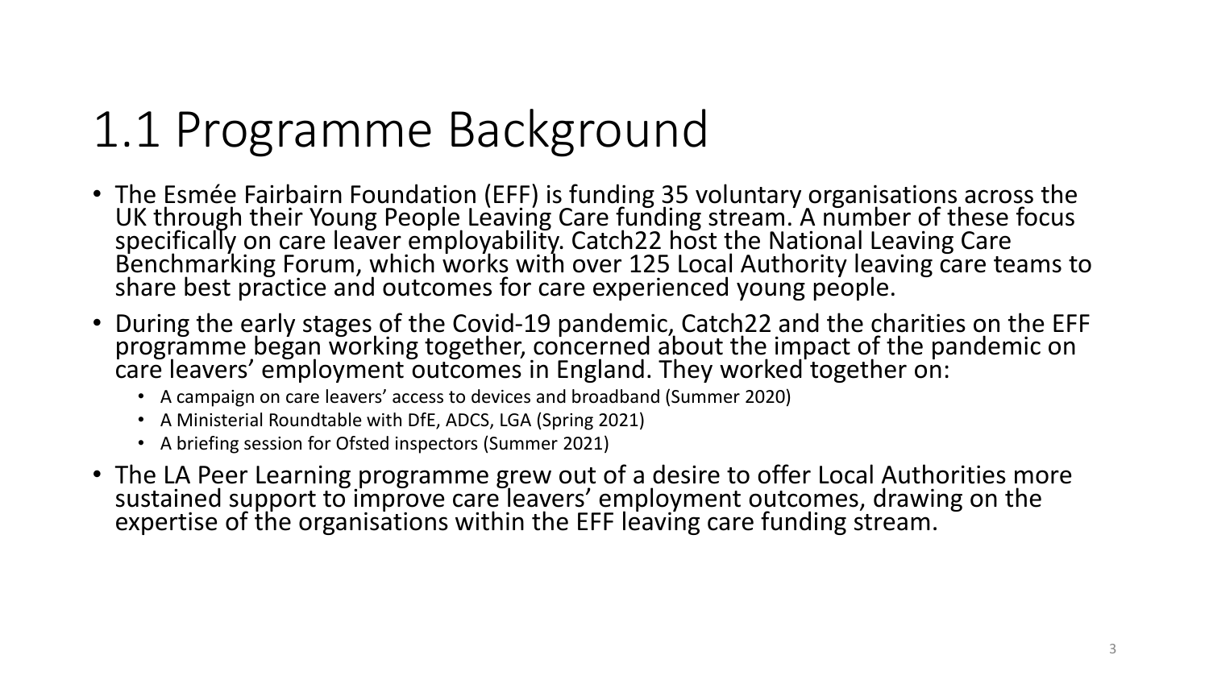# 1.1 Programme Background

- The Esmée Fairbairn Foundation (EFF) is funding 35 voluntary organisations across the UK through their Young People Leaving Care funding stream. A number of these focus specifically on care leaver employability. Catch22 host the National Leaving Care Benchmarking Forum, which works with over 125 Local Authority leaving care teams to share best practice and outcomes for care experienced young people.
- During the early stages of the Covid-19 pandemic, Catch22 and the charities on the EFF programme began working together, concerned about the impact of the pandemic on care leavers' employment outcomes in England. They worked together on:
  - A campaign on care leavers' access to devices and broadband (Summer 2020)
  - A Ministerial Roundtable with DfE, ADCS, LGA (Spring 2021)
  - A briefing session for Ofsted inspectors (Summer 2021)
- The LA Peer Learning programme grew out of a desire to offer Local Authorities more sustained support to improve care leavers' employment outcomes, drawing on the expertise of the organisations within the EFF leaving care funding stream.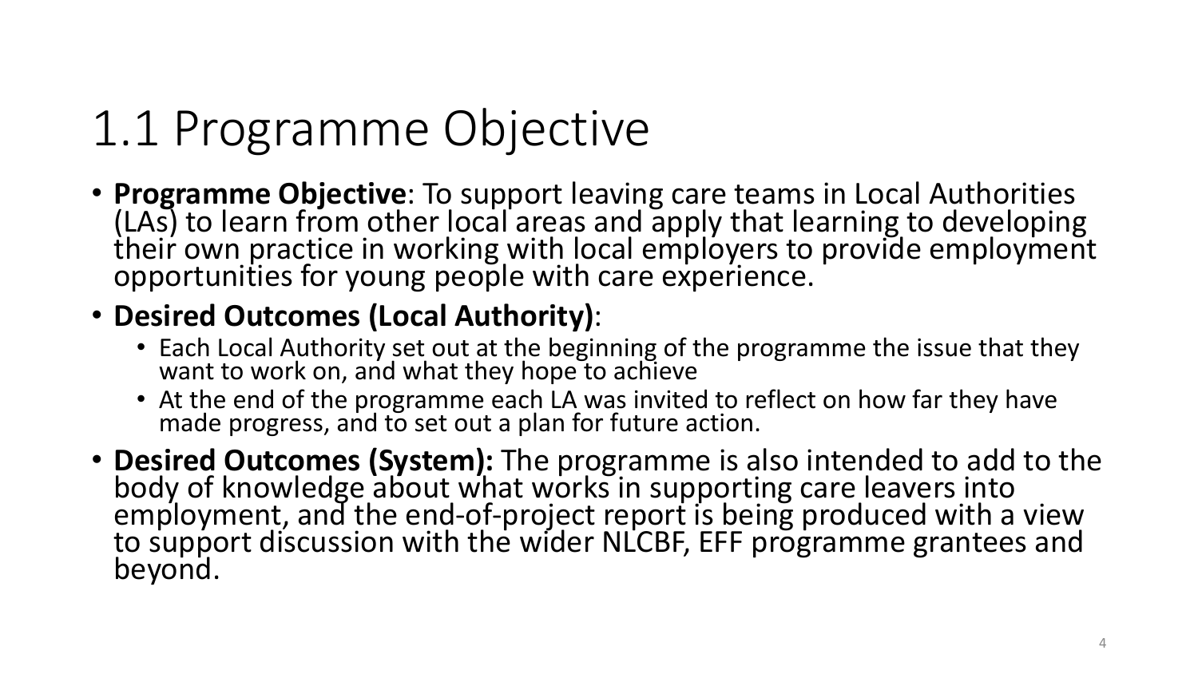# 1.1 Programme Objective

- **Programme Objective**: To support leaving care teams in Local Authorities (LAs) to learn from other local areas and apply that learning to developing their own practice in working with local employers to provide employment opportunities for young people with care experience.
- **Desired Outcomes (Local Authority)**:
  - Each Local Authority set out at the beginning of the programme the issue that they want to work on, and what they hope to achieve
  - At the end of the programme each LA was invited to reflect on how far they have made progress, and to set out a plan for future action.
- **Desired Outcomes (System):** The programme is also intended to add to the body of knowledge about what works in supporting care leavers into employment, and the end-of-project report is being produced with a view to support discussion with the wider NLCBF, EFF programme grantees and beyond.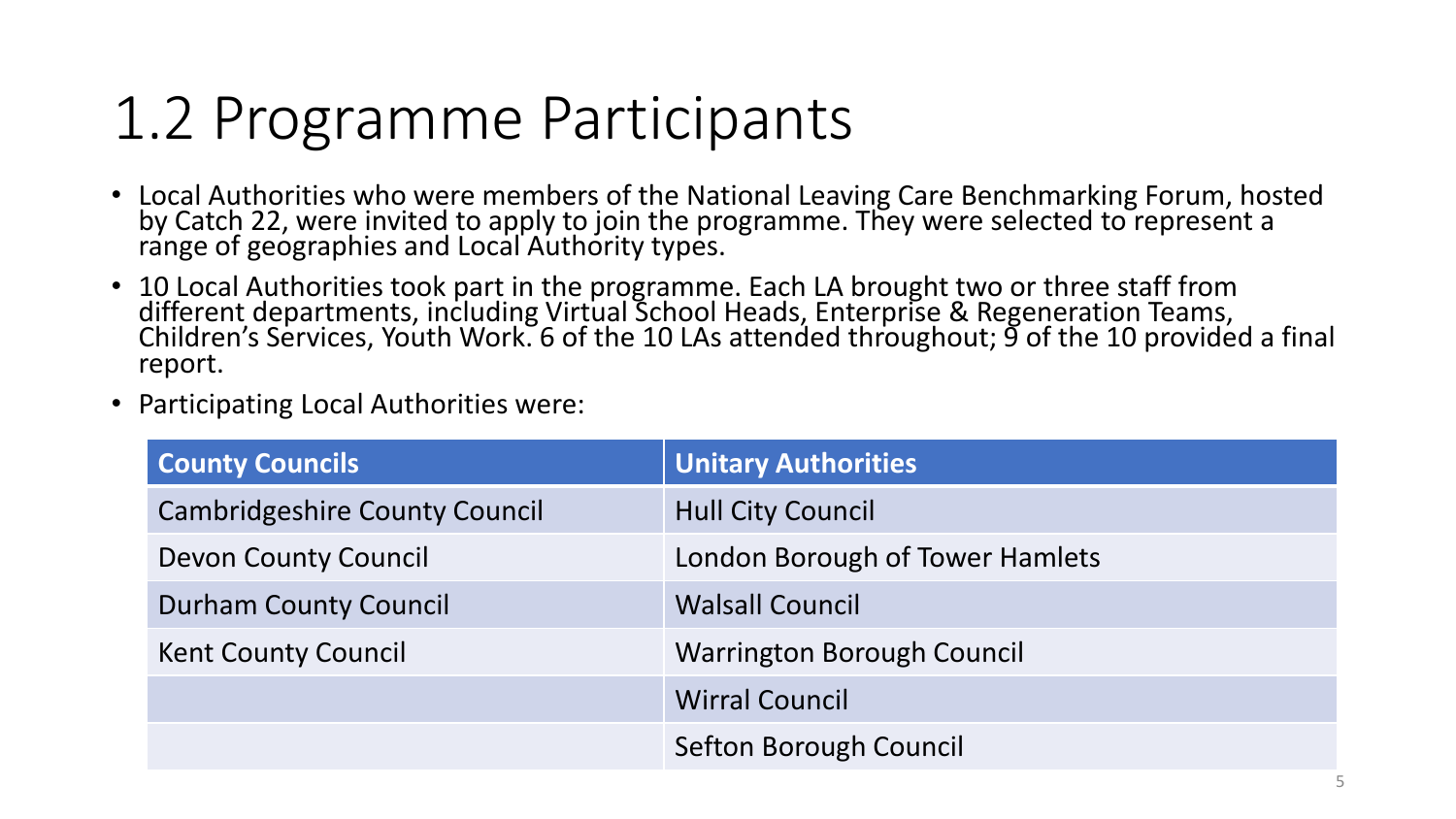# 1.2 Programme Participants

- Local Authorities who were members of the National Leaving Care Benchmarking Forum, hosted by Catch 22, were invited to apply to join the programme. They were selected to represent a range of geographies and Local Authority types.
- 10 Local Authorities took part in the programme. Each LA brought two or three staff from different departments, including Virtual School Heads, Enterprise & Regeneration Teams, Children's Services, Youth Work. 6 of the 10 LAs attended throughout; 9 of the 10 provided a final report.
- Participating Local Authorities were:

| County Councils | Unitary Authorities |
|---|---|
| Cambridgeshire County Council | Hull City Council |
| Devon County Council | London Borough of Tower Hamlets |
| Durham County Council | Walsall Council |
| Kent County Council | Warrington Borough Council |
| | Wirral Council |
| | Sefton Borough Council |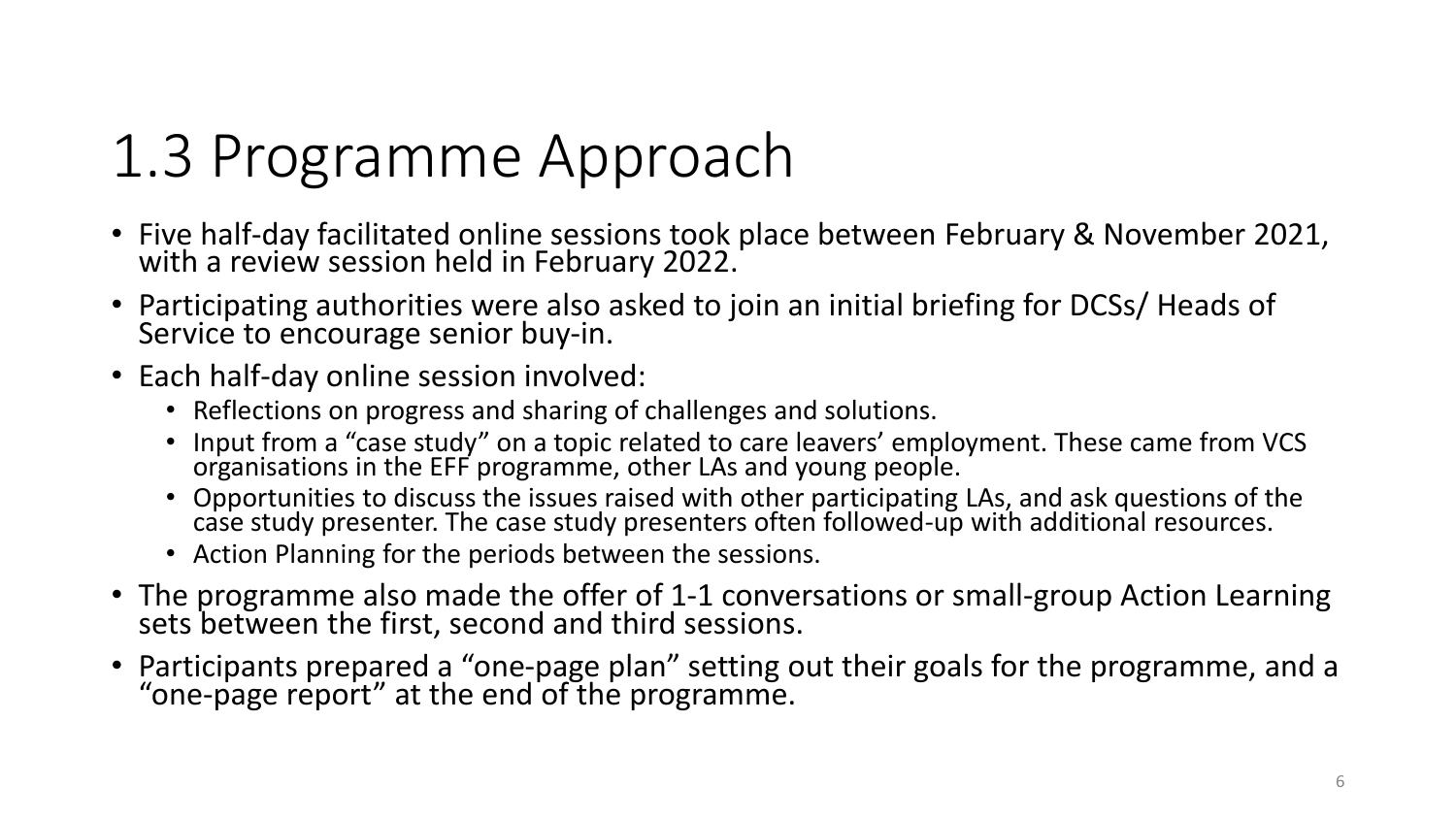# 1.3 Programme Approach

- Five half-day facilitated online sessions took place between February & November 2021, with a review session held in February 2022.
- Participating authorities were also asked to join an initial briefing for DCSs/ Heads of Service to encourage senior buy-in.
- Each half-day online session involved:
  - Reflections on progress and sharing of challenges and solutions.
  - Input from a "case study" on a topic related to care leavers' employment. These came from VCS organisations in the EFF programme, other LAs and young people.
  - Opportunities to discuss the issues raised with other participating LAs, and ask questions of the case study presenter. The case study presenters often followed-up with additional resources.
  - Action Planning for the periods between the sessions.
- The programme also made the offer of 1-1 conversations or small-group Action Learning sets between the first, second and third sessions.
- Participants prepared a "one-page plan" setting out their goals for the programme, and a "one-page report" at the end of the programme.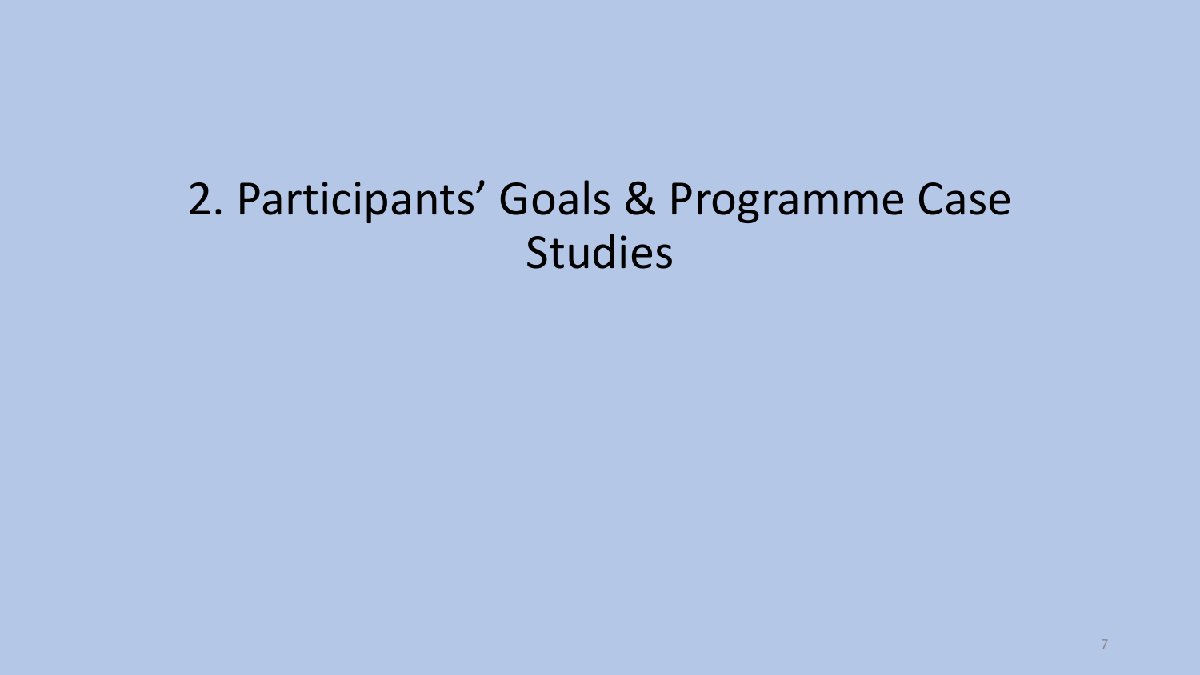# 2. Participants’ Goals & Programme Case Studies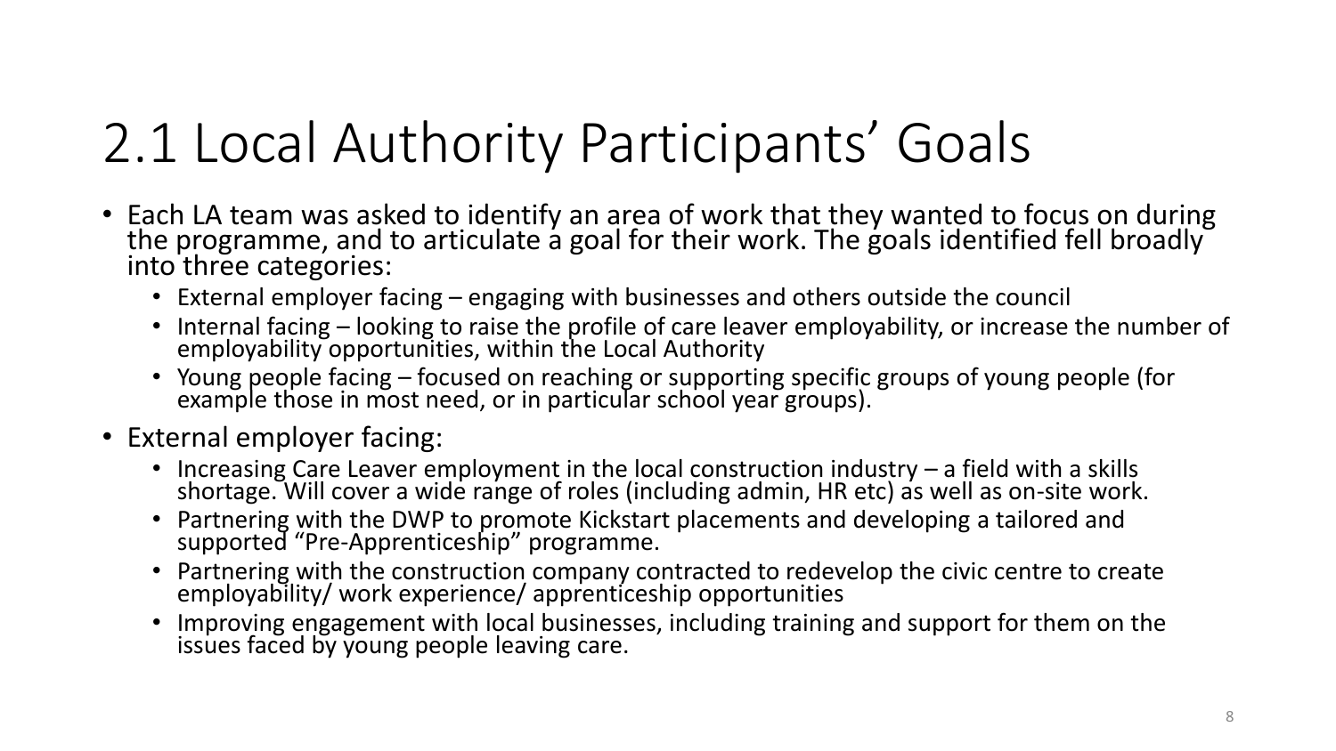# 2.1 Local Authority Participants' Goals

- Each LA team was asked to identify an area of work that they wanted to focus on during the programme, and to articulate a goal for their work. The goals identified fell broadly into three categories:
  - External employer facing – engaging with businesses and others outside the council
  - Internal facing – looking to raise the profile of care leaver employability, or increase the number of employability opportunities, within the Local Authority
  - Young people facing – focused on reaching or supporting specific groups of young people (for example those in most need, or in particular school year groups).
- External employer facing:
  - Increasing Care Leaver employment in the local construction industry – a field with a skills shortage. Will cover a wide range of roles (including admin, HR etc) as well as on-site work.
  - Partnering with the DWP to promote Kickstart placements and developing a tailored and supported "Pre-Apprenticeship" programme.
  - Partnering with the construction company contracted to redevelop the civic centre to create employability/ work experience/ apprenticeship opportunities
  - Improving engagement with local businesses, including training and support for them on the issues faced by young people leaving care.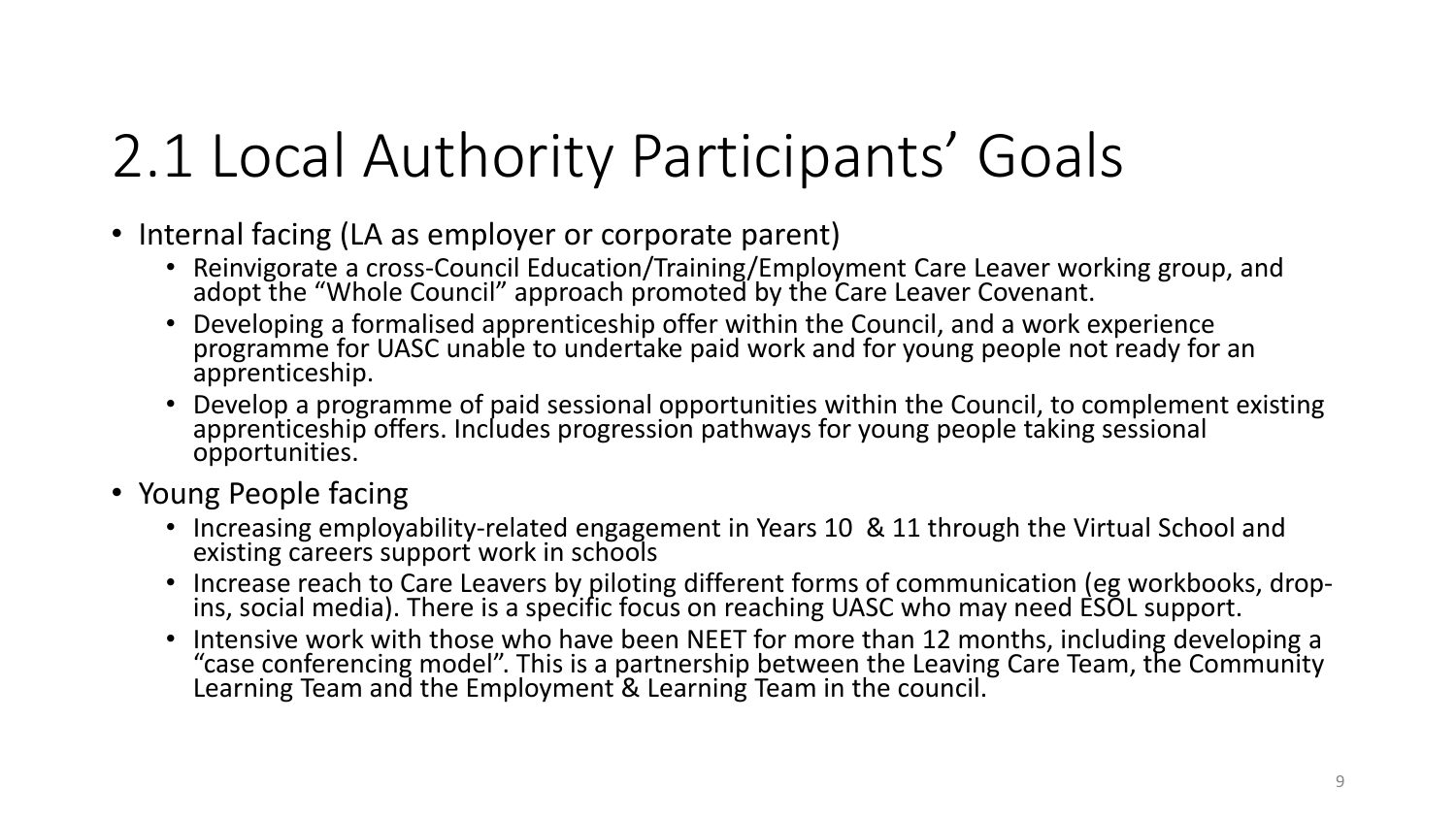# 2.1 Local Authority Participants' Goals

- Internal facing (LA as employer or corporate parent)
  - Reinvigorate a cross-Council Education/Training/Employment Care Leaver working group, and adopt the "Whole Council" approach promoted by the Care Leaver Covenant.
  - Developing a formalised apprenticeship offer within the Council, and a work experience programme for UASC unable to undertake paid work and for young people not ready for an apprenticeship.
  - Develop a programme of paid sessional opportunities within the Council, to complement existing apprenticeship offers. Includes progression pathways for young people taking sessional opportunities.
- Young People facing
  - Increasing employability-related engagement in Years 10 & 11 through the Virtual School and existing careers support work in schools
  - Increase reach to Care Leavers by piloting different forms of communication (eg workbooks, drop-ins, social media). There is a specific focus on reaching UASC who may need ESOL support.
  - Intensive work with those who have been NEET for more than 12 months, including developing a "case conferencing model". This is a partnership between the Leaving Care Team, the Community Learning Team and the Employment & Learning Team in the council.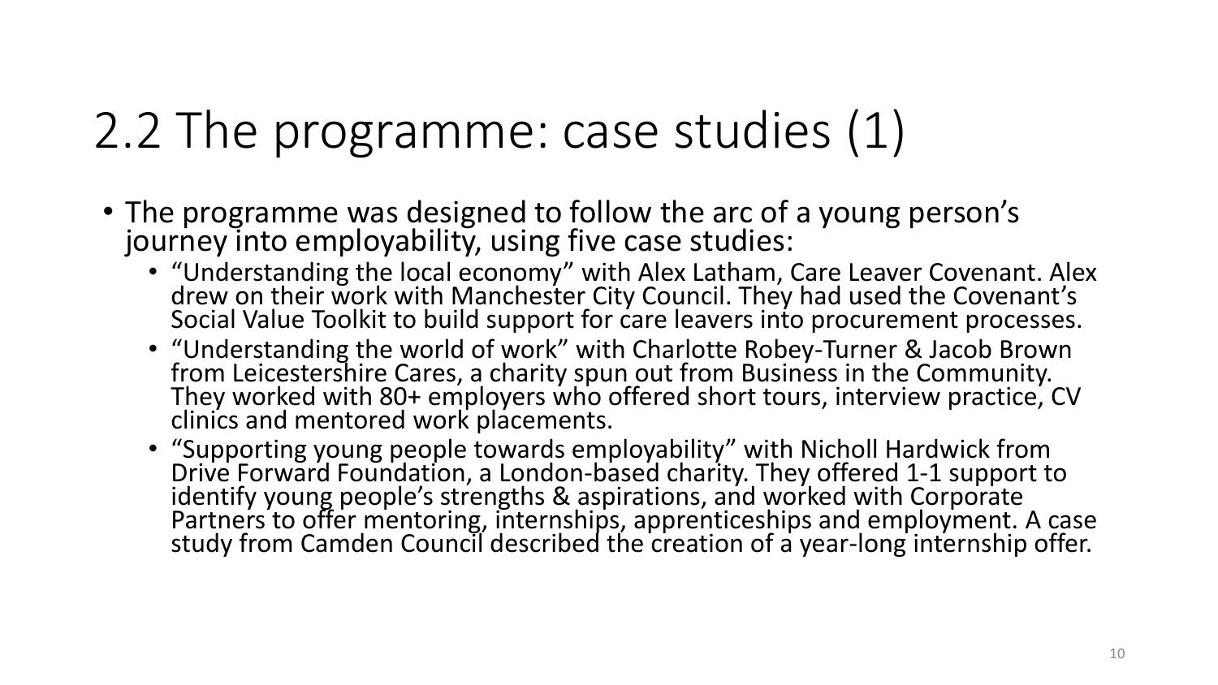# 2.2 The programme: case studies (1)

- The programme was designed to follow the arc of a young person's journey into employability, using five case studies:
  - "Understanding the local economy" with Alex Latham, Care Leaver Covenant. Alex drew on their work with Manchester City Council. They had used the Covenant's Social Value Toolkit to build support for care leavers into procurement processes.
  - "Understanding the world of work" with Charlotte Robey-Turner & Jacob Brown from Leicestershire Cares, a charity spun out from Business in the Community. They worked with 80+ employers who offered short tours, interview practice, CV clinics and mentored work placements.
  - "Supporting young people towards employability" with Nicholl Hardwick from Drive Forward Foundation, a London-based charity. They offered 1-1 support to identify young people's strengths & aspirations, and worked with Corporate Partners to offer mentoring, internships, apprenticeships and employment. A case study from Camden Council described the creation of a year-long internship offer.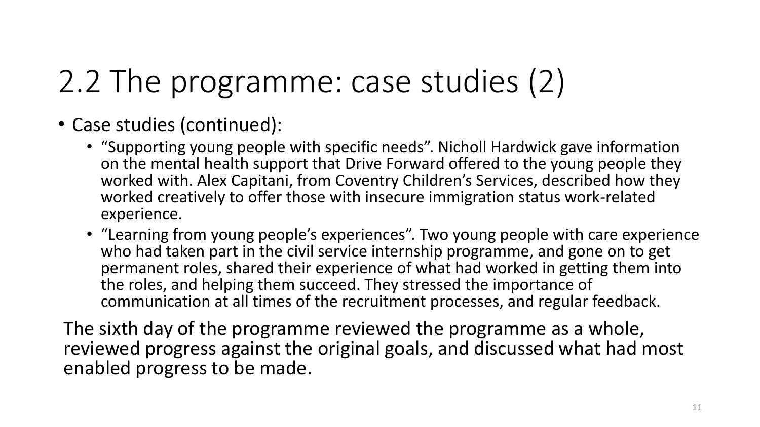# 2.2 The programme: case studies (2)

- Case studies (continued):
  - "Supporting young people with specific needs". Nicholl Hardwick gave information on the mental health support that Drive Forward offered to the young people they worked with. Alex Capitani, from Coventry Children's Services, described how they worked creatively to offer those with insecure immigration status work-related experience.
  - "Learning from young people's experiences". Two young people with care experience who had taken part in the civil service internship programme, and gone on to get permanent roles, shared their experience of what had worked in getting them into the roles, and helping them succeed. They stressed the importance of communication at all times of the recruitment processes, and regular feedback.

The sixth day of the programme reviewed the programme as a whole, reviewed progress against the original goals, and discussed what had most enabled progress to be made.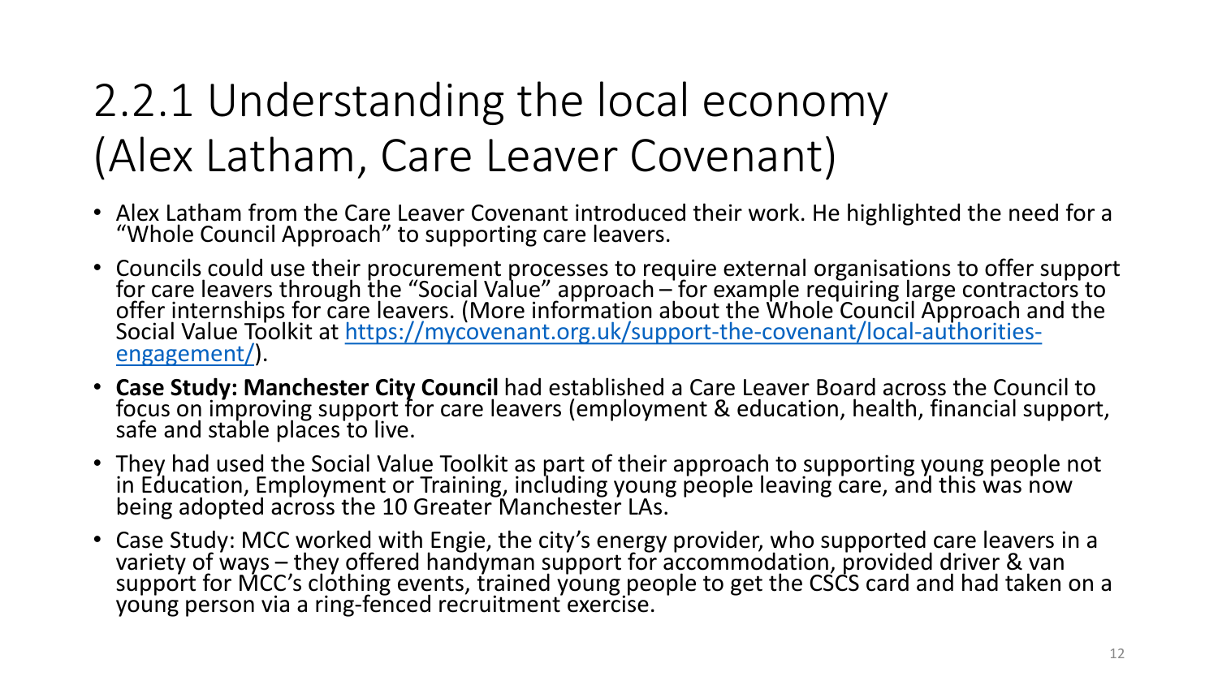# 2.2.1 Understanding the local economy (Alex Latham, Care Leaver Covenant)

- Alex Latham from the Care Leaver Covenant introduced their work. He highlighted the need for a "Whole Council Approach" to supporting care leavers.
- Councils could use their procurement processes to require external organisations to offer support for care leavers through the "Social Value" approach – for example requiring large contractors to offer internships for care leavers. (More information about the Whole Council Approach and the Social Value Toolkit at [https://mycovenant.org.uk/support-the-covenant/local-authorities-engagement/](https://mycovenant.org.uk/support-the-covenant/local-authorities-engagement/)).
- **Case Study: Manchester City Council** had established a Care Leaver Board across the Council to focus on improving support for care leavers (employment & education, health, financial support, safe and stable places to live.
- They had used the Social Value Toolkit as part of their approach to supporting young people not in Education, Employment or Training, including young people leaving care, and this was now being adopted across the 10 Greater Manchester LAs.
- Case Study: MCC worked with Engie, the city's energy provider, who supported care leavers in a variety of ways – they offered handyman support for accommodation, provided driver & van support for MCC's clothing events, trained young people to get the CSCS card and had taken on a young person via a ring-fenced recruitment exercise.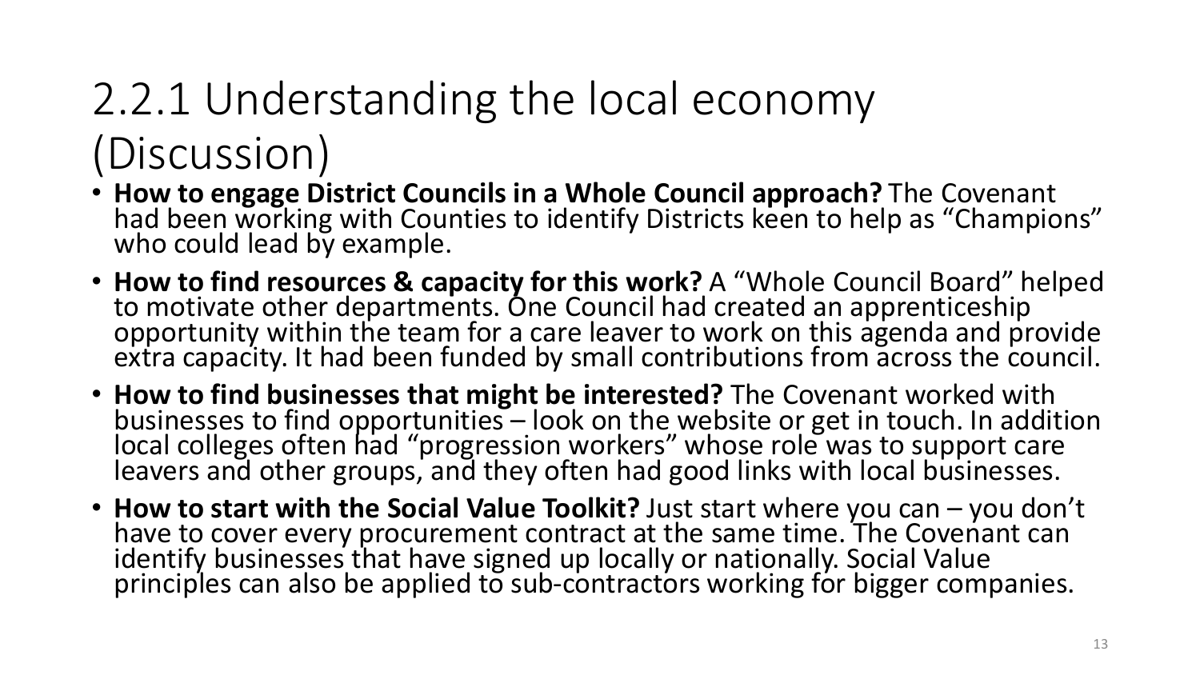# 2.2.1 Understanding the local economy (Discussion)

- **How to engage District Councils in a Whole Council approach?** The Covenant had been working with Counties to identify Districts keen to help as "Champions" who could lead by example.
- **How to find resources & capacity for this work?** A "Whole Council Board" helped to motivate other departments. One Council had created an apprenticeship opportunity within the team for a care leaver to work on this agenda and provide extra capacity. It had been funded by small contributions from across the council.
- **How to find businesses that might be interested?** The Covenant worked with businesses to find opportunities – look on the website or get in touch. In addition local colleges often had "progression workers" whose role was to support care leavers and other groups, and they often had good links with local businesses.
- **How to start with the Social Value Toolkit?** Just start where you can – you don't have to cover every procurement contract at the same time. The Covenant can identify businesses that have signed up locally or nationally. Social Value principles can also be applied to sub-contractors working for bigger companies.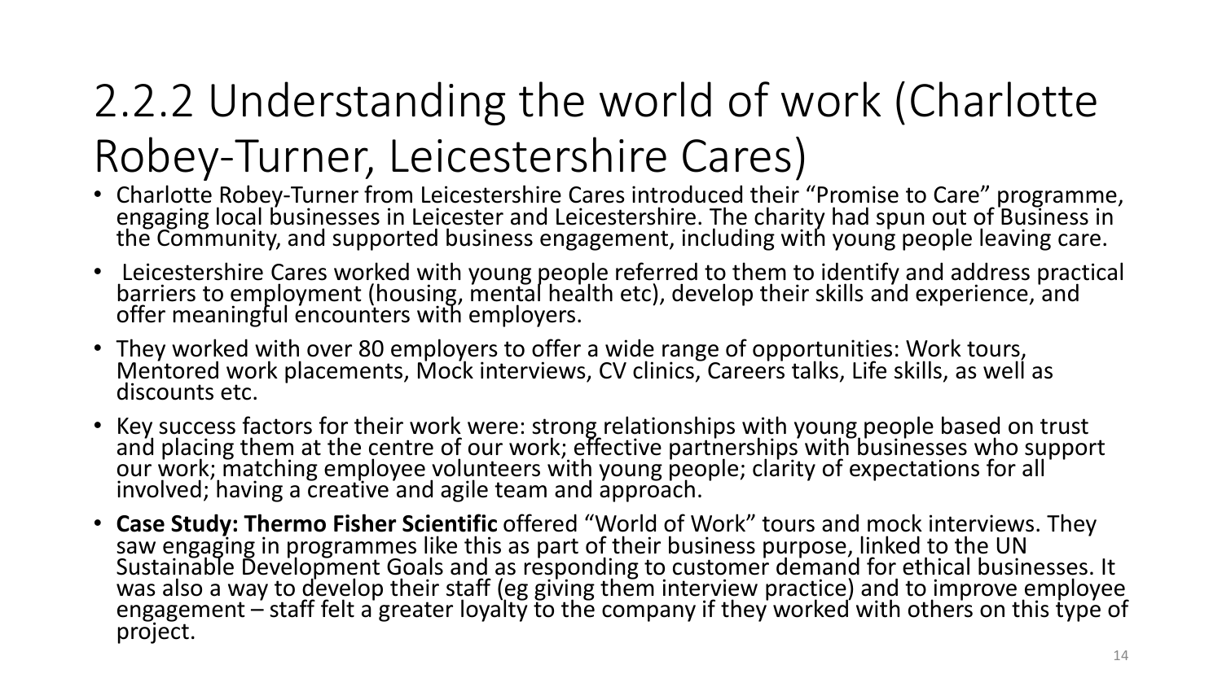# 2.2.2 Understanding the world of work (Charlotte Robey-Turner, Leicestershire Cares)

- Charlotte Robey-Turner from Leicestershire Cares introduced their "Promise to Care" programme, engaging local businesses in Leicester and Leicestershire. The charity had spun out of Business in the Community, and supported business engagement, including with young people leaving care.
- Leicestershire Cares worked with young people referred to them to identify and address practical barriers to employment (housing, mental health etc), develop their skills and experience, and offer meaningful encounters with employers.
- They worked with over 80 employers to offer a wide range of opportunities: Work tours, Mentored work placements, Mock interviews, CV clinics, Careers talks, Life skills, as well as discounts etc.
- Key success factors for their work were: strong relationships with young people based on trust and placing them at the centre of our work; effective partnerships with businesses who support our work; matching employee volunteers with young people; clarity of expectations for all involved; having a creative and agile team and approach.
- **Case Study: Thermo Fisher Scientific** offered "World of Work" tours and mock interviews. They saw engaging in programmes like this as part of their business purpose, linked to the UN Sustainable Development Goals and as responding to customer demand for ethical businesses. It was also a way to develop their staff (eg giving them interview practice) and to improve employee engagement – staff felt a greater loyalty to the company if they worked with others on this type of project.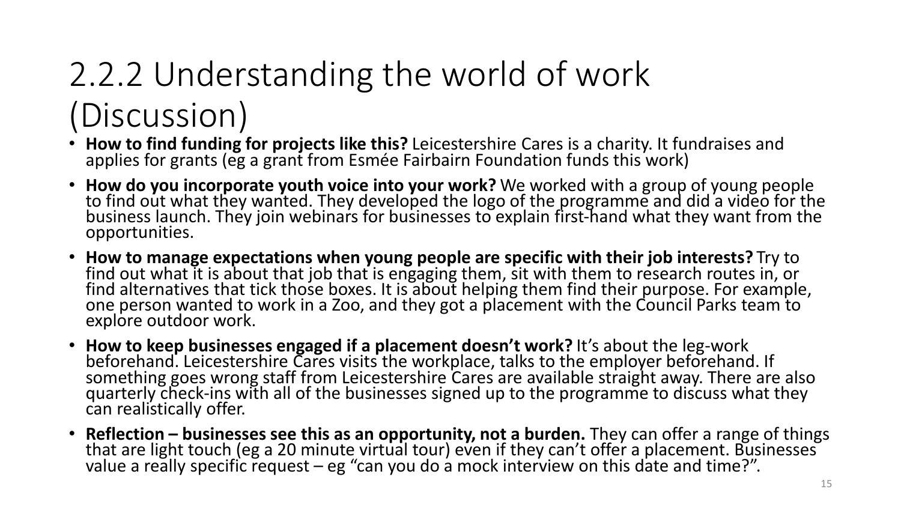# 2.2.2 Understanding the world of work (Discussion)

- **How to find funding for projects like this?** Leicestershire Cares is a charity. It fundraises and applies for grants (eg a grant from Esmée Fairbairn Foundation funds this work)
- **How do you incorporate youth voice into your work?** We worked with a group of young people to find out what they wanted. They developed the logo of the programme and did a video for the business launch. They join webinars for businesses to explain first-hand what they want from the opportunities.
- **How to manage expectations when young people are specific with their job interests?** Try to find out what it is about that job that is engaging them, sit with them to research routes in, or find alternatives that tick those boxes. It is about helping them find their purpose. For example, one person wanted to work in a Zoo, and they got a placement with the Council Parks team to explore outdoor work.
- **How to keep businesses engaged if a placement doesn't work?** It's about the leg-work beforehand. Leicestershire Cares visits the workplace, talks to the employer beforehand. If something goes wrong staff from Leicestershire Cares are available straight away. There are also quarterly check-ins with all of the businesses signed up to the programme to discuss what they can realistically offer.
- **Reflection – businesses see this as an opportunity, not a burden.** They can offer a range of things that are light touch (eg a 20 minute virtual tour) even if they can't offer a placement. Businesses value a really specific request – eg "can you do a mock interview on this date and time?".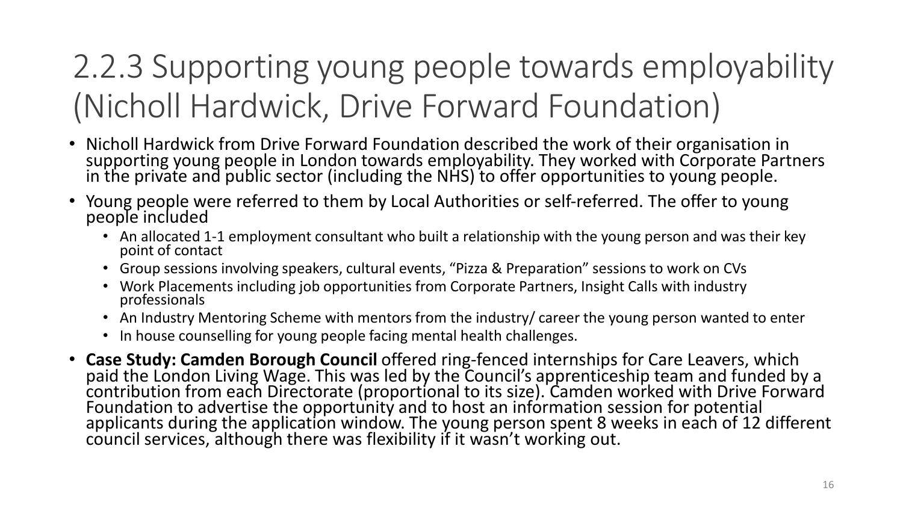# 2.2.3 Supporting young people towards employability (Nicholl Hardwick, Drive Forward Foundation)

- Nicholl Hardwick from Drive Forward Foundation described the work of their organisation in supporting young people in London towards employability. They worked with Corporate Partners in the private and public sector (including the NHS) to offer opportunities to young people.
- Young people were referred to them by Local Authorities or self-referred. The offer to young people included
  - An allocated 1-1 employment consultant who built a relationship with the young person and was their key point of contact
  - Group sessions involving speakers, cultural events, "Pizza & Preparation" sessions to work on CVs
  - Work Placements including job opportunities from Corporate Partners, Insight Calls with industry professionals
  - An Industry Mentoring Scheme with mentors from the industry/ career the young person wanted to enter
  - In house counselling for young people facing mental health challenges.
- **Case Study: Camden Borough Council** offered ring-fenced internships for Care Leavers, which paid the London Living Wage. This was led by the Council's apprenticeship team and funded by a contribution from each Directorate (proportional to its size). Camden worked with Drive Forward Foundation to advertise the opportunity and to host an information session for potential applicants during the application window. The young person spent 8 weeks in each of 12 different council services, although there was flexibility if it wasn't working out.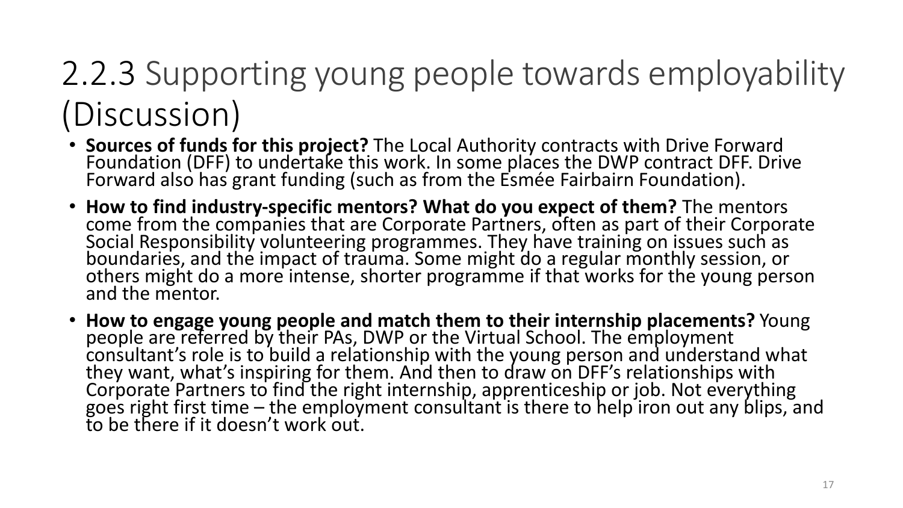## 2.2.3 Supporting young people towards employability (Discussion)

- **Sources of funds for this project?** The Local Authority contracts with Drive Forward Foundation (DFF) to undertake this work. In some places the DWP contract DFF. Drive Forward also has grant funding (such as from the Esmée Fairbairn Foundation).
- **How to find industry-specific mentors? What do you expect of them?** The mentors come from the companies that are Corporate Partners, often as part of their Corporate Social Responsibility volunteering programmes. They have training on issues such as boundaries, and the impact of trauma. Some might do a regular monthly session, or others might do a more intense, shorter programme if that works for the young person and the mentor.
- **How to engage young people and match them to their internship placements?** Young people are referred by their PAs, DWP or the Virtual School. The employment consultant's role is to build a relationship with the young person and understand what they want, what's inspiring for them. And then to draw on DFF's relationships with Corporate Partners to find the right internship, apprenticeship or job. Not everything goes right first time – the employment consultant is there to help iron out any blips, and to be there if it doesn't work out.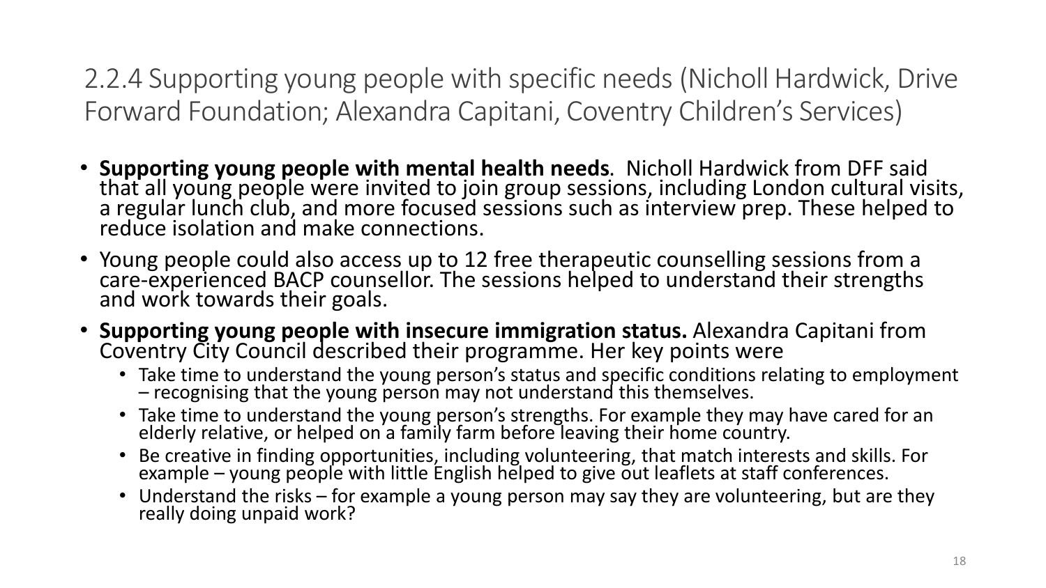## 2.2.4 Supporting young people with specific needs (Nicholl Hardwick, Drive Forward Foundation; Alexandra Capitani, Coventry Children's Services)

- **Supporting young people with mental health needs**. Nicholl Hardwick from DFF said that all young people were invited to join group sessions, including London cultural visits, a regular lunch club, and more focused sessions such as interview prep. These helped to reduce isolation and make connections.
- Young people could also access up to 12 free therapeutic counselling sessions from a care-experienced BACP counsellor. The sessions helped to understand their strengths and work towards their goals.
- **Supporting young people with insecure immigration status.** Alexandra Capitani from Coventry City Council described their programme. Her key points were
  - Take time to understand the young person's status and specific conditions relating to employment – recognising that the young person may not understand this themselves.
  - Take time to understand the young person's strengths. For example they may have cared for an elderly relative, or helped on a family farm before leaving their home country.
  - Be creative in finding opportunities, including volunteering, that match interests and skills. For example – young people with little English helped to give out leaflets at staff conferences.
  - Understand the risks – for example a young person may say they are volunteering, but are they really doing unpaid work?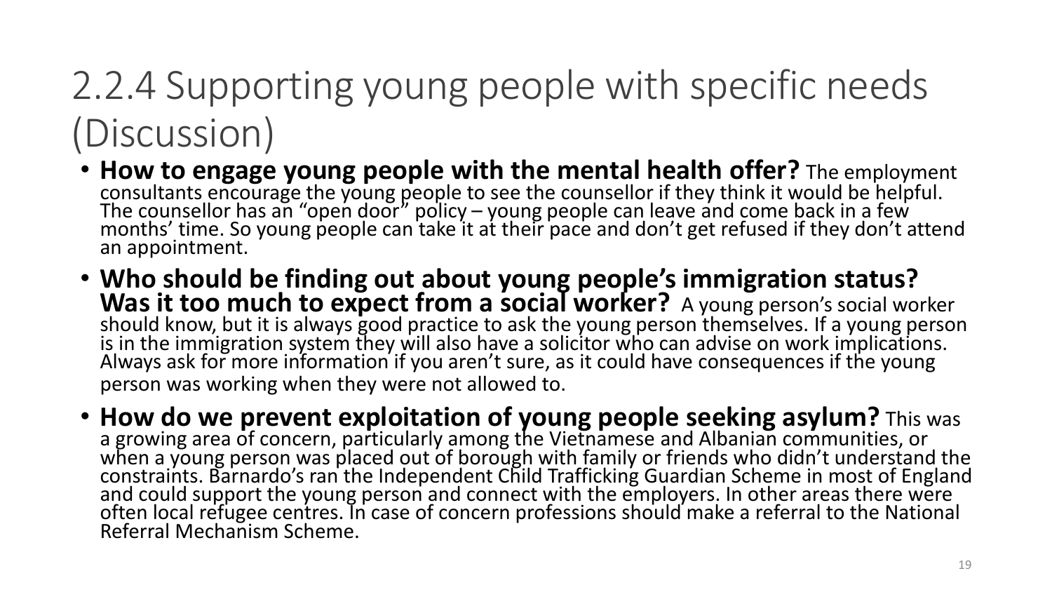# 2.2.4 Supporting young people with specific needs (Discussion)

- **How to engage young people with the mental health offer?** The employment consultants encourage the young people to see the counsellor if they think it would be helpful. The counsellor has an "open door" policy – young people can leave and come back in a few months' time. So young people can take it at their pace and don't get refused if they don't attend an appointment.
- **Who should be finding out about young people's immigration status? Was it too much to expect from a social worker?** A young person's social worker should know, but it is always good practice to ask the young person themselves. If a young person is in the immigration system they will also have a solicitor who can advise on work implications. Always ask for more information if you aren't sure, as it could have consequences if the young person was working when they were not allowed to.
- **How do we prevent exploitation of young people seeking asylum?** This was a growing area of concern, particularly among the Vietnamese and Albanian communities, or when a young person was placed out of borough with family or friends who didn't understand the constraints. Barnardo's ran the Independent Child Trafficking Guardian Scheme in most of England and could support the young person and connect with the employers. In other areas there were often local refugee centres. In case of concern professions should make a referral to the National Referral Mechanism Scheme.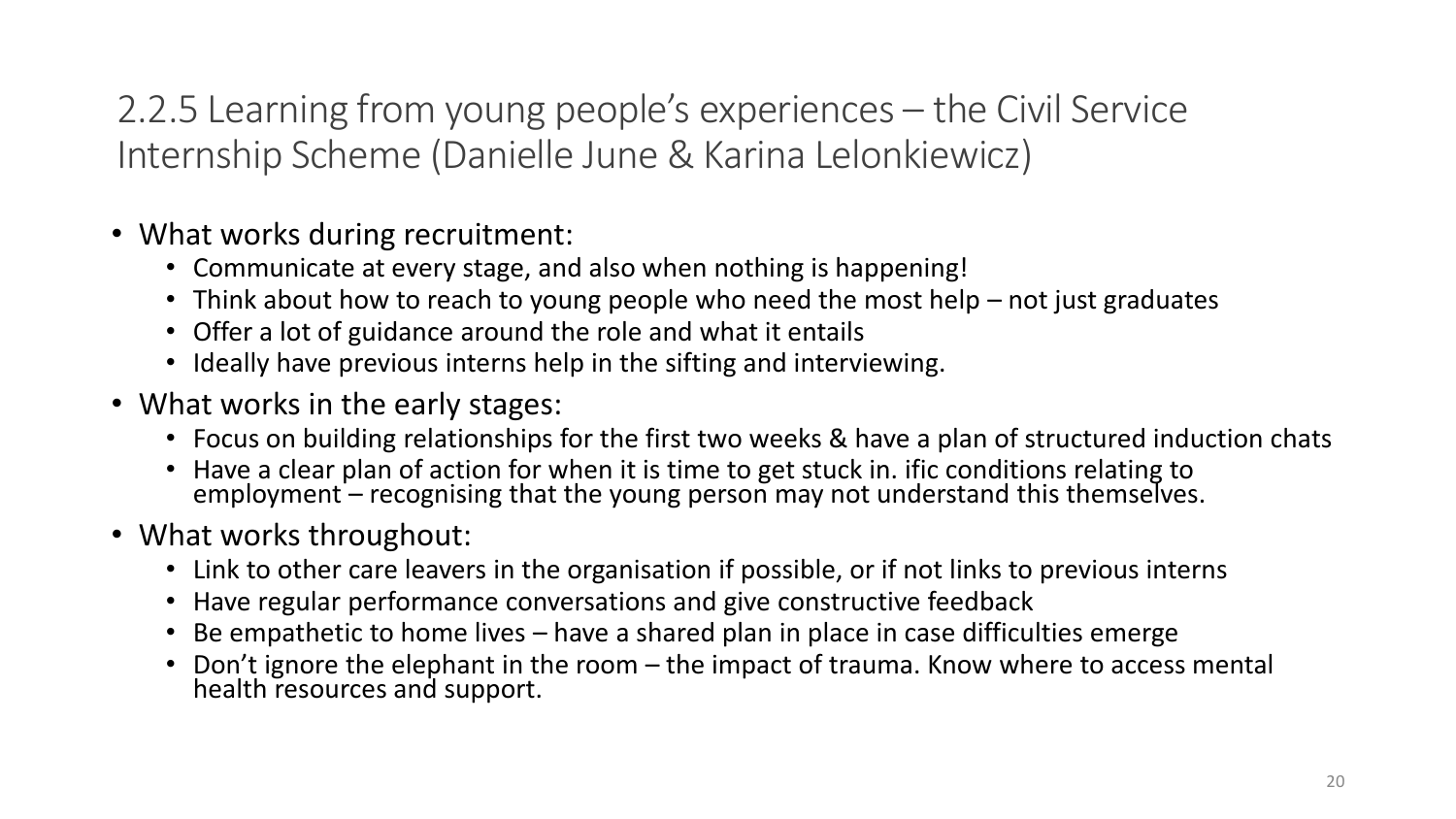## 2.2.5 Learning from young people's experiences – the Civil Service Internship Scheme (Danielle June & Karina Lelonkiewicz)

- What works during recruitment:
  - Communicate at every stage, and also when nothing is happening!
  - Think about how to reach to young people who need the most help – not just graduates
  - Offer a lot of guidance around the role and what it entails
  - Ideally have previous interns help in the sifting and interviewing.
- What works in the early stages:
  - Focus on building relationships for the first two weeks & have a plan of structured induction chats
  - Have a clear plan of action for when it is time to get stuck in. ific conditions relating to employment – recognising that the young person may not understand this themselves.
- What works throughout:
  - Link to other care leavers in the organisation if possible, or if not links to previous interns
  - Have regular performance conversations and give constructive feedback
  - Be empathetic to home lives – have a shared plan in place in case difficulties emerge
  - Don't ignore the elephant in the room – the impact of trauma. Know where to access mental health resources and support.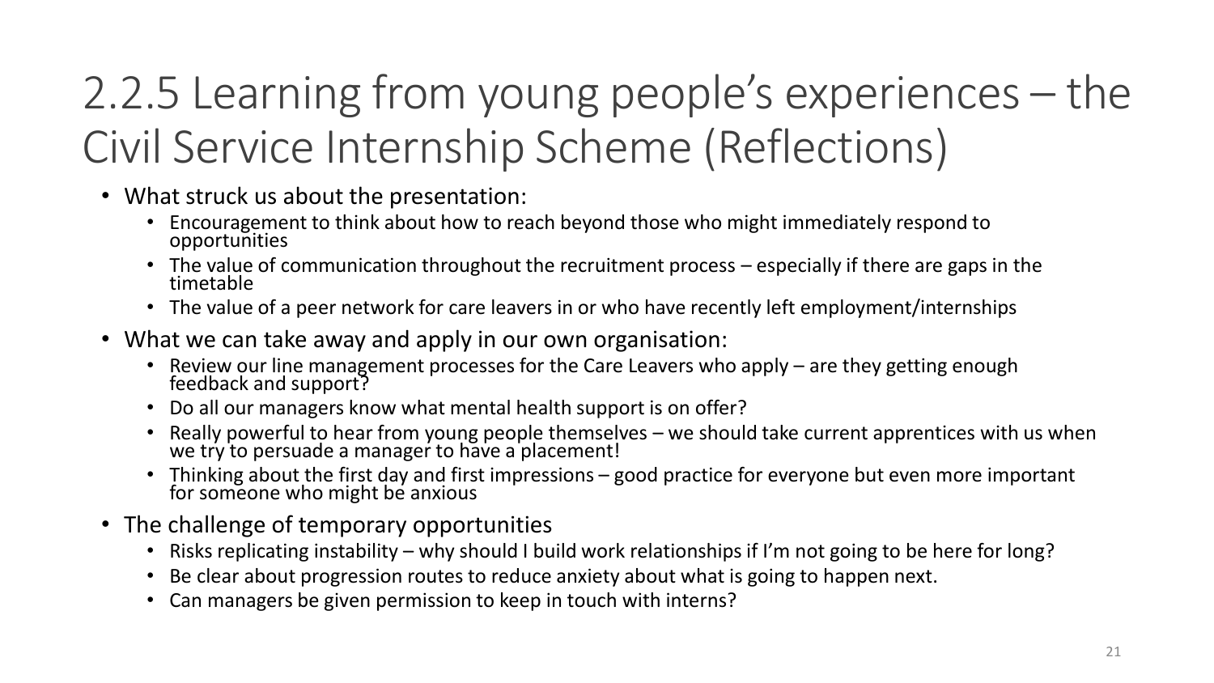# 2.2.5 Learning from young people's experiences – the Civil Service Internship Scheme (Reflections)

- What struck us about the presentation:
  - Encouragement to think about how to reach beyond those who might immediately respond to opportunities
  - The value of communication throughout the recruitment process – especially if there are gaps in the timetable
  - The value of a peer network for care leavers in or who have recently left employment/internships
- What we can take away and apply in our own organisation:
  - Review our line management processes for the Care Leavers who apply – are they getting enough feedback and support?
  - Do all our managers know what mental health support is on offer?
  - Really powerful to hear from young people themselves – we should take current apprentices with us when we try to persuade a manager to have a placement!
  - Thinking about the first day and first impressions – good practice for everyone but even more important for someone who might be anxious
- The challenge of temporary opportunities
  - Risks replicating instability – why should I build work relationships if I'm not going to be here for long?
  - Be clear about progression routes to reduce anxiety about what is going to happen next.
  - Can managers be given permission to keep in touch with interns?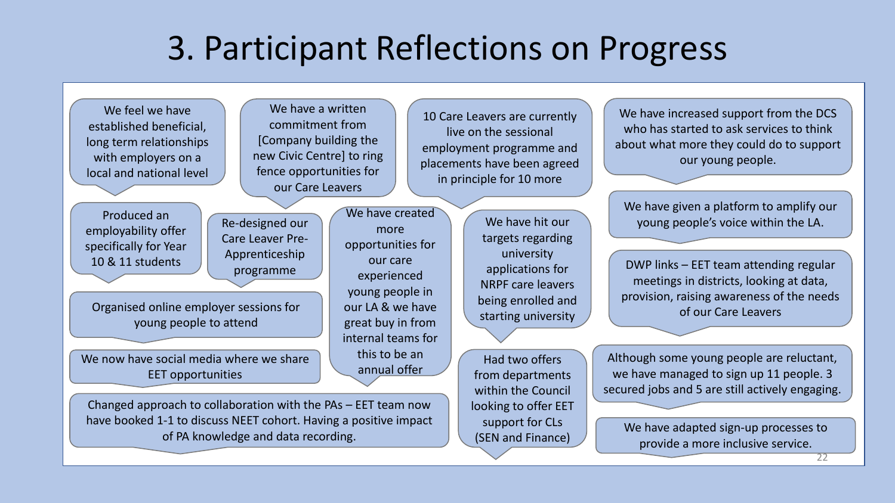# 3. Participant Reflections on Progress

- We feel we have established beneficial, long term relationships with employers on a local and national level
- We have a written commitment from [Company building the new Civic Centre] to ring fence opportunities for our Care Leavers
- 10 Care Leavers are currently live on the sessional employment programme and placements have been agreed in principle for 10 more
- We have increased support from the DCS who has started to ask services to think about what more they could do to support our young people.
- Produced an employability offer specifically for Year 10 & 11 students
- Re-designed our Care Leaver Pre-Apprenticeship programme
- We have created more opportunities for our care experienced young people in our LA & we have great buy in from internal teams for this to be an annual offer
- We have hit our targets regarding university applications for NRPF care leavers being enrolled and starting university
- We have given a platform to amplify our young people's voice within the LA.
- DWP links – EET team attending regular meetings in districts, looking at data, provision, raising awareness of the needs of our Care Leavers
- Organised online employer sessions for young people to attend
- We now have social media where we share EET opportunities
- Had two offers from departments within the Council looking to offer EET support for CLs (SEN and Finance)
- Although some young people are reluctant, we have managed to sign up 11 people. 3 secured jobs and 5 are still actively engaging.
- Changed approach to collaboration with the PAs – EET team now have booked 1-1 to discuss NEET cohort. Having a positive impact of PA knowledge and data recording.
- We have adapted sign-up processes to provide a more inclusive service.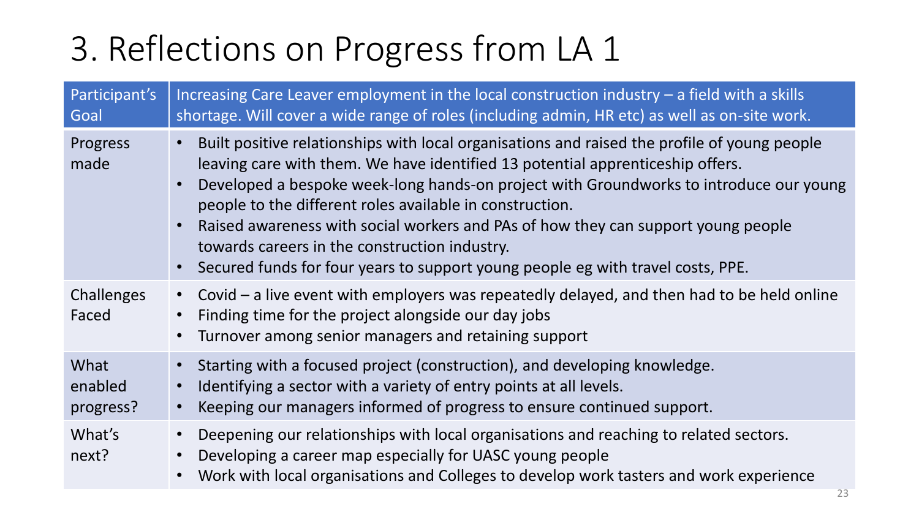# 3. Reflections on Progress from LA 1

| Participant's Goal | Increasing Care Leaver employment in the local construction industry – a field with a skills shortage. Will cover a wide range of roles (including admin, HR etc) as well as on-site work. |
|---|---|
| Progress made | • Built positive relationships with local organisations and raised the profile of young people leaving care with them. We have identified 13 potential apprenticeship offers.<br>• Developed a bespoke week-long hands-on project with Groundworks to introduce our young people to the different roles available in construction.<br>• Raised awareness with social workers and PAs of how they can support young people towards careers in the construction industry.<br>• Secured funds for four years to support young people eg with travel costs, PPE. |
| Challenges Faced | • Covid – a live event with employers was repeatedly delayed, and then had to be held online<br>• Finding time for the project alongside our day jobs<br>• Turnover among senior managers and retaining support |
| What enabled progress? | • Starting with a focused project (construction), and developing knowledge.<br>• Identifying a sector with a variety of entry points at all levels.<br>• Keeping our managers informed of progress to ensure continued support. |
| What's next? | • Deepening our relationships with local organisations and reaching to related sectors.<br>• Developing a career map especially for UASC young people<br>• Work with local organisations and Colleges to develop work tasters and work experience |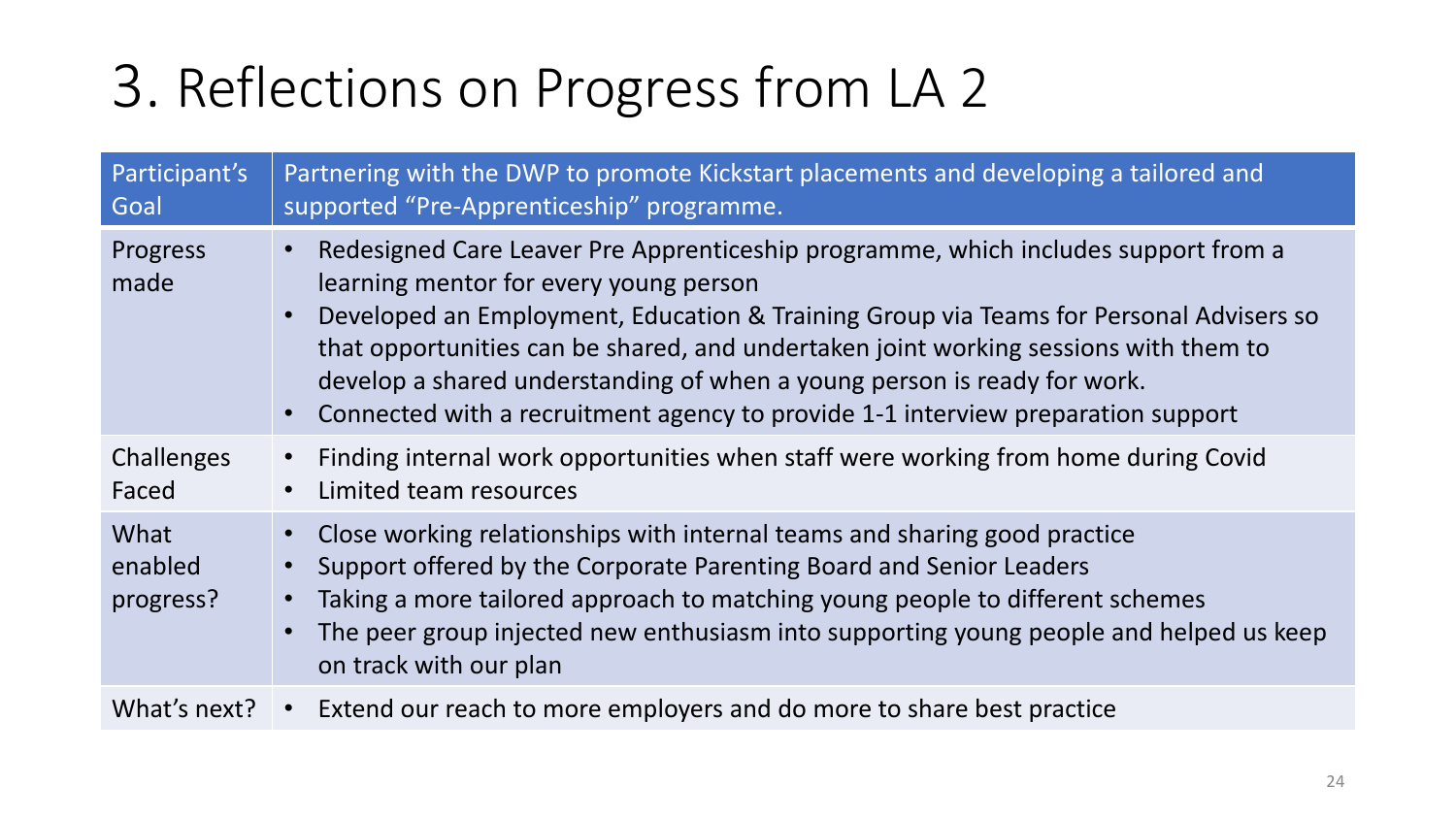# 3. Reflections on Progress from LA 2

| Participant's Goal | Partnering with the DWP to promote Kickstart placements and developing a tailored and supported "Pre-Apprenticeship" programme. |
|---|---|
| Progress made | • Redesigned Care Leaver Pre Apprenticeship programme, which includes support from a learning mentor for every young person<br>• Developed an Employment, Education & Training Group via Teams for Personal Advisers so that opportunities can be shared, and undertaken joint working sessions with them to develop a shared understanding of when a young person is ready for work.<br>• Connected with a recruitment agency to provide 1-1 interview preparation support |
| Challenges Faced | • Finding internal work opportunities when staff were working from home during Covid<br>• Limited team resources |
| What enabled progress? | • Close working relationships with internal teams and sharing good practice<br>• Support offered by the Corporate Parenting Board and Senior Leaders<br>• Taking a more tailored approach to matching young people to different schemes<br>• The peer group injected new enthusiasm into supporting young people and helped us keep on track with our plan |
| What's next? | • Extend our reach to more employers and do more to share best practice |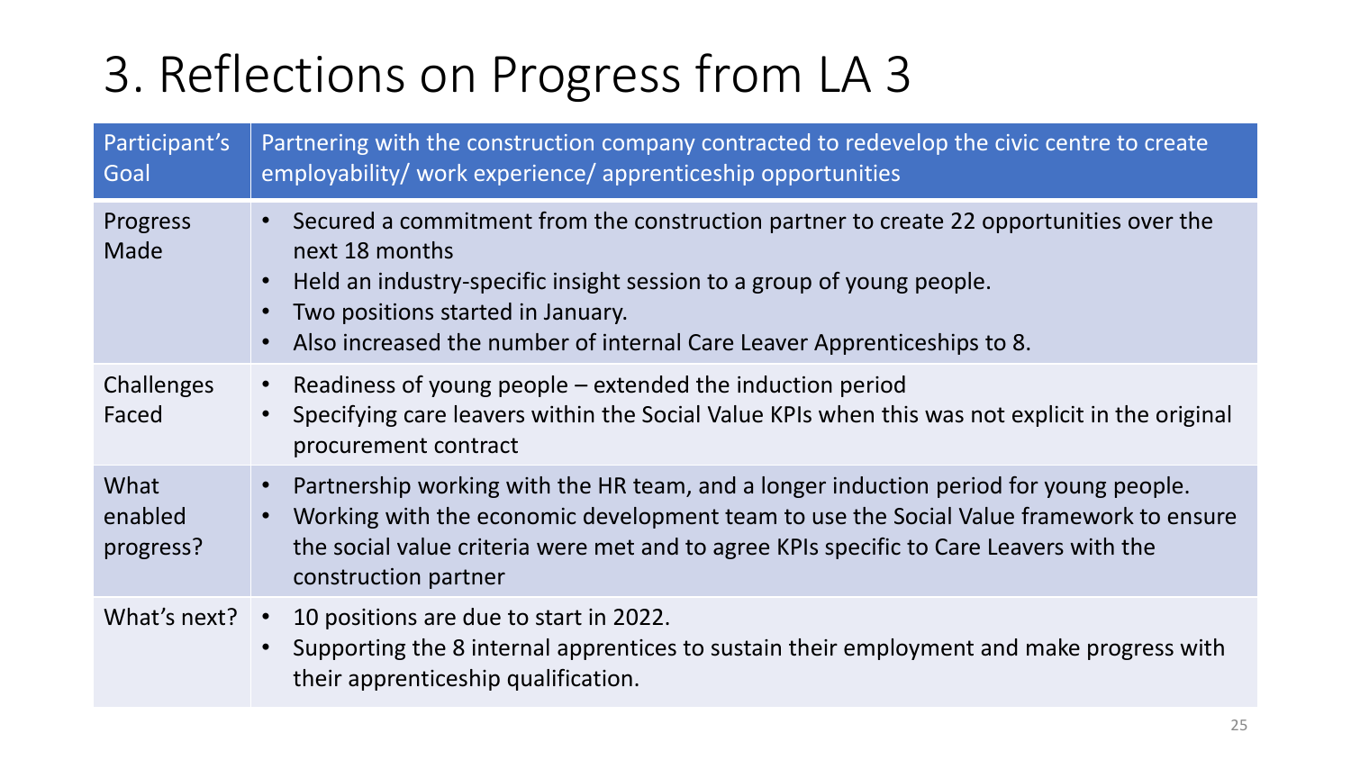# 3. Reflections on Progress from LA 3

| Participant's Goal | Partnering with the construction company contracted to redevelop the civic centre to create employability/ work experience/ apprenticeship opportunities |
|---|---|
| Progress Made | • Secured a commitment from the construction partner to create 22 opportunities over the next 18 months<br>• Held an industry-specific insight session to a group of young people.<br>• Two positions started in January.<br>• Also increased the number of internal Care Leaver Apprenticeships to 8. |
| Challenges Faced | • Readiness of young people – extended the induction period<br>• Specifying care leavers within the Social Value KPIs when this was not explicit in the original procurement contract |
| What enabled progress? | • Partnership working with the HR team, and a longer induction period for young people.<br>• Working with the economic development team to use the Social Value framework to ensure the social value criteria were met and to agree KPIs specific to Care Leavers with the construction partner |
| What's next? | • 10 positions are due to start in 2022.<br>• Supporting the 8 internal apprentices to sustain their employment and make progress with their apprenticeship qualification. |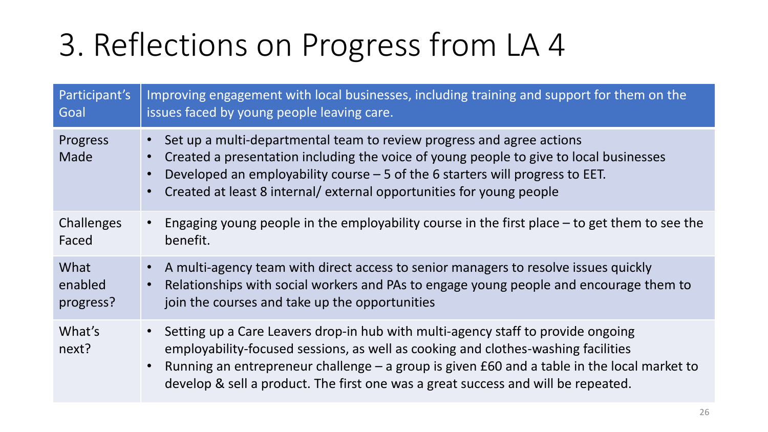# 3. Reflections on Progress from LA 4

| Participant's Goal | Improving engagement with local businesses, including training and support for them on the issues faced by young people leaving care. |
|---|---|
| Progress Made | • Set up a multi-departmental team to review progress and agree actions<br>• Created a presentation including the voice of young people to give to local businesses<br>• Developed an employability course – 5 of the 6 starters will progress to EET.<br>• Created at least 8 internal/ external opportunities for young people |
| Challenges Faced | • Engaging young people in the employability course in the first place – to get them to see the benefit. |
| What enabled progress? | • A multi-agency team with direct access to senior managers to resolve issues quickly<br>• Relationships with social workers and PAs to engage young people and encourage them to join the courses and take up the opportunities |
| What's next? | • Setting up a Care Leavers drop-in hub with multi-agency staff to provide ongoing employability-focused sessions, as well as cooking and clothes-washing facilities<br>• Running an entrepreneur challenge – a group is given £60 and a table in the local market to develop & sell a product. The first one was a great success and will be repeated. |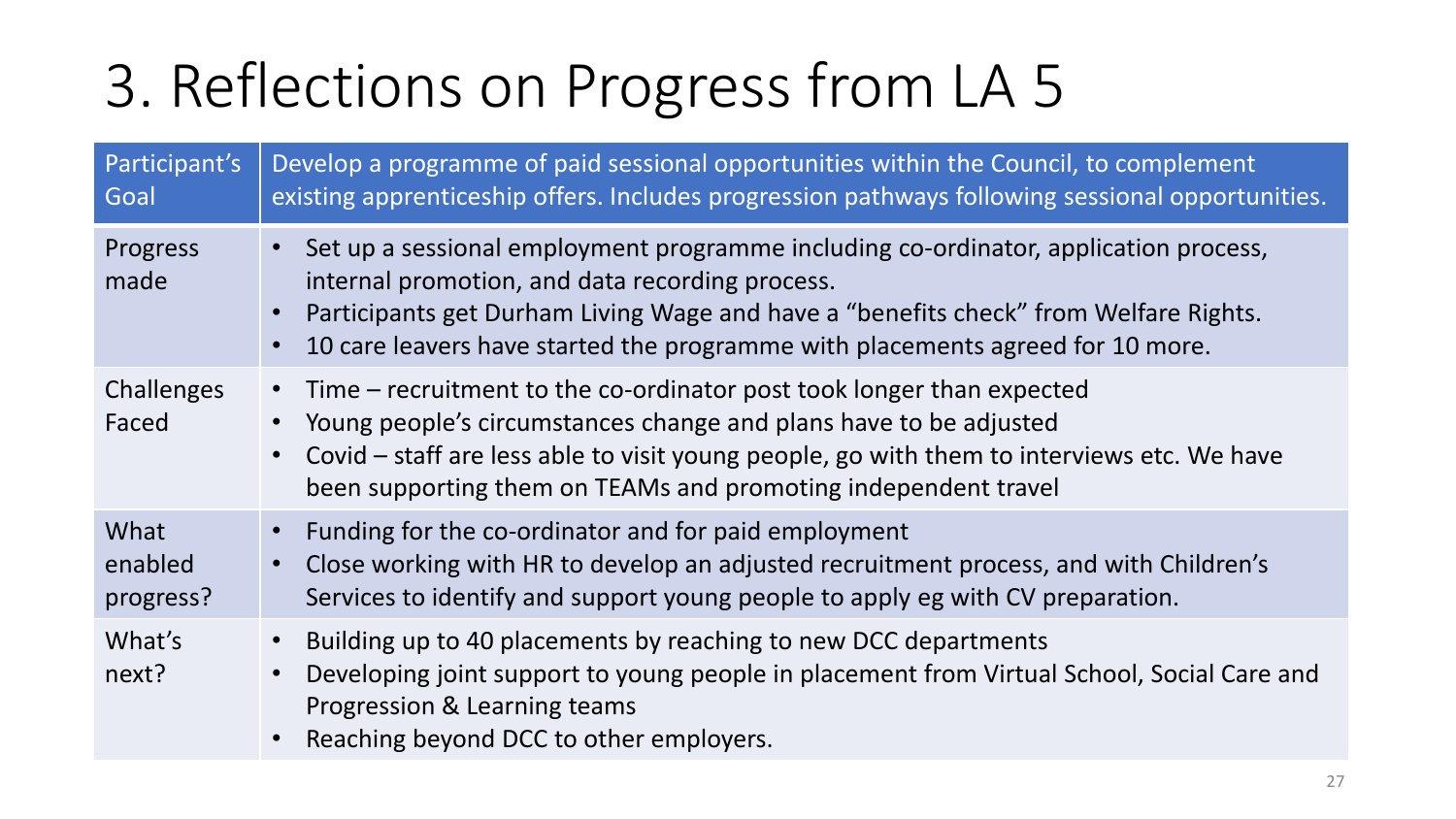# 3. Reflections on Progress from LA 5

| Participant's Goal | Develop a programme of paid sessional opportunities within the Council, to complement existing apprenticeship offers. Includes progression pathways following sessional opportunities. |
|---|---|
| Progress made | • Set up a sessional employment programme including co-ordinator, application process, internal promotion, and data recording process.<br>• Participants get Durham Living Wage and have a "benefits check" from Welfare Rights.<br>• 10 care leavers have started the programme with placements agreed for 10 more. |
| Challenges Faced | • Time – recruitment to the co-ordinator post took longer than expected<br>• Young people's circumstances change and plans have to be adjusted<br>• Covid – staff are less able to visit young people, go with them to interviews etc. We have been supporting them on TEAMs and promoting independent travel |
| What enabled progress? | • Funding for the co-ordinator and for paid employment<br>• Close working with HR to develop an adjusted recruitment process, and with Children's Services to identify and support young people to apply eg with CV preparation. |
| What's next? | • Building up to 40 placements by reaching to new DCC departments<br>• Developing joint support to young people in placement from Virtual School, Social Care and Progression & Learning teams<br>• Reaching beyond DCC to other employers. |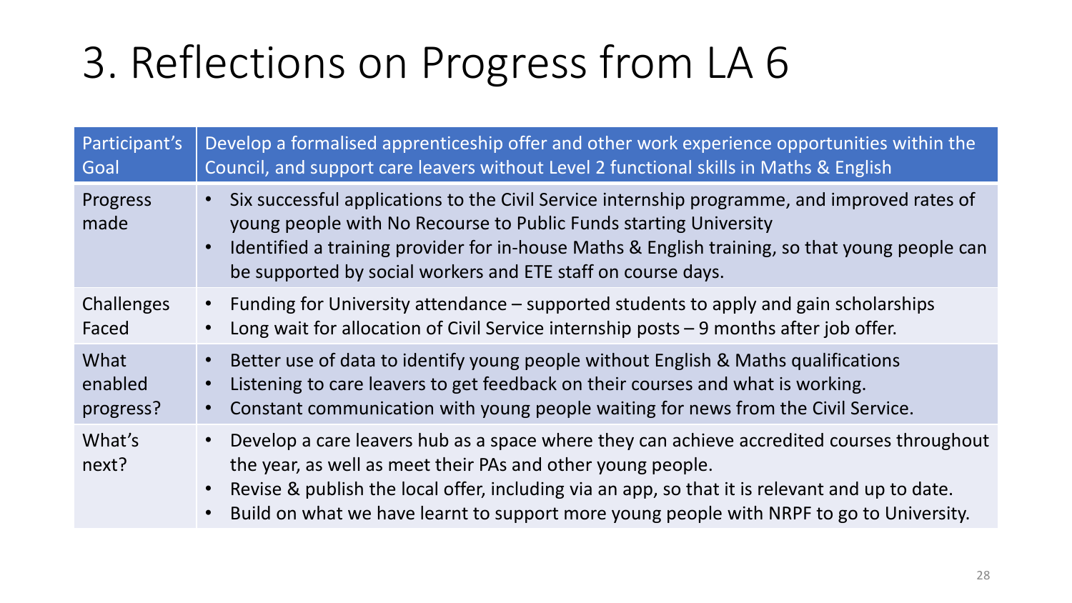# 3. Reflections on Progress from LA 6

| Participant's Goal | Develop a formalised apprenticeship offer and other work experience opportunities within the Council, and support care leavers without Level 2 functional skills in Maths & English |
|---|---|
| Progress made | • Six successful applications to the Civil Service internship programme, and improved rates of young people with No Recourse to Public Funds starting University<br>• Identified a training provider for in-house Maths & English training, so that young people can be supported by social workers and ETE staff on course days. |
| Challenges Faced | • Funding for University attendance – supported students to apply and gain scholarships<br>• Long wait for allocation of Civil Service internship posts – 9 months after job offer. |
| What enabled progress? | • Better use of data to identify young people without English & Maths qualifications<br>• Listening to care leavers to get feedback on their courses and what is working.<br>• Constant communication with young people waiting for news from the Civil Service. |
| What's next? | • Develop a care leavers hub as a space where they can achieve accredited courses throughout the year, as well as meet their PAs and other young people.<br>• Revise & publish the local offer, including via an app, so that it is relevant and up to date.<br>• Build on what we have learnt to support more young people with NRPF to go to University. |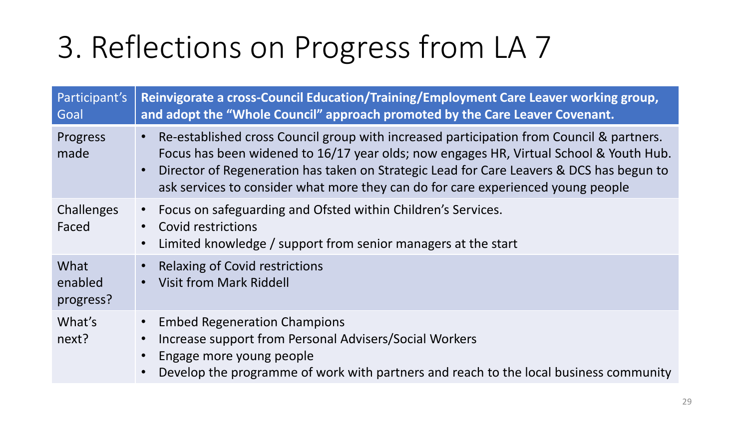# 3. Reflections on Progress from LA 7

| Participant's Goal | **Reinvigorate a cross-Council Education/Training/Employment Care Leaver working group, and adopt the "Whole Council" approach promoted by the Care Leaver Covenant.** |
|---|---|
| Progress made | • Re-established cross Council group with increased participation from Council & partners. Focus has been widened to 16/17 year olds; now engages HR, Virtual School & Youth Hub.<br>• Director of Regeneration has taken on Strategic Lead for Care Leavers & DCS has begun to ask services to consider what more they can do for care experienced young people |
| Challenges Faced | • Focus on safeguarding and Ofsted within Children's Services.<br>• Covid restrictions<br>• Limited knowledge / support from senior managers at the start |
| What enabled progress? | • Relaxing of Covid restrictions<br>• Visit from Mark Riddell |
| What's next? | • Embed Regeneration Champions<br>• Increase support from Personal Advisers/Social Workers<br>• Engage more young people<br>• Develop the programme of work with partners and reach to the local business community |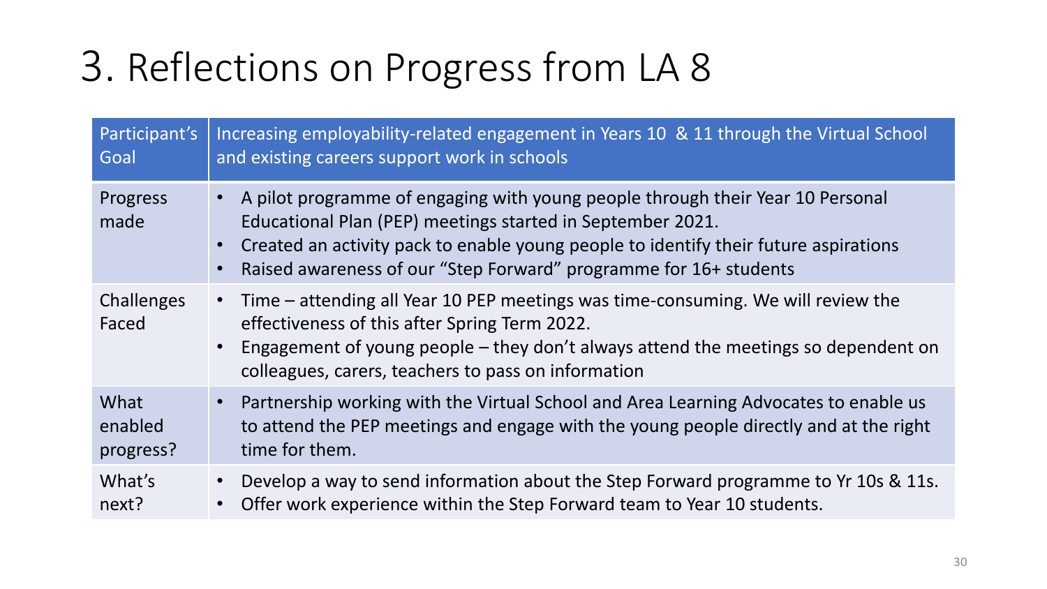# 3. Reflections on Progress from LA 8

| Participant's Goal | Increasing employability-related engagement in Years 10 & 11 through the Virtual School and existing careers support work in schools |
|---|---|
| Progress made | • A pilot programme of engaging with young people through their Year 10 Personal Educational Plan (PEP) meetings started in September 2021.<br>• Created an activity pack to enable young people to identify their future aspirations<br>• Raised awareness of our "Step Forward" programme for 16+ students |
| Challenges Faced | • Time – attending all Year 10 PEP meetings was time-consuming. We will review the effectiveness of this after Spring Term 2022.<br>• Engagement of young people – they don't always attend the meetings so dependent on colleagues, carers, teachers to pass on information |
| What enabled progress? | • Partnership working with the Virtual School and Area Learning Advocates to enable us to attend the PEP meetings and engage with the young people directly and at the right time for them. |
| What's next? | • Develop a way to send information about the Step Forward programme to Yr 10s & 11s.<br>• Offer work experience within the Step Forward team to Year 10 students. |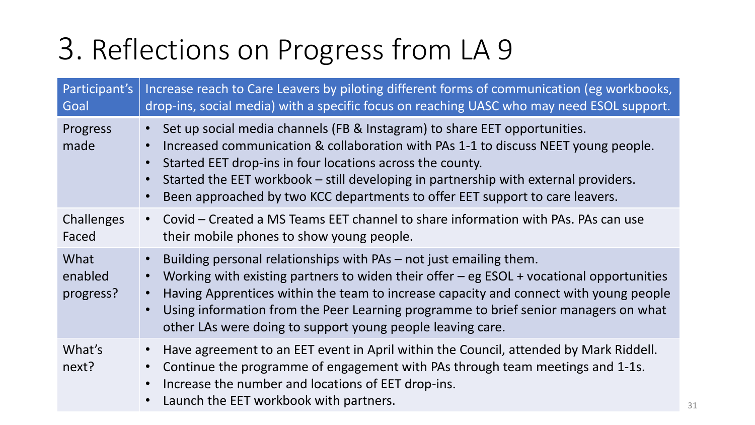# 3. Reflections on Progress from LA 9

| Participant's Goal | Increase reach to Care Leavers by piloting different forms of communication (eg workbooks, drop-ins, social media) with a specific focus on reaching UASC who may need ESOL support. |
|---|---|
| Progress made | • Set up social media channels (FB & Instagram) to share EET opportunities.<br>• Increased communication & collaboration with PAs 1-1 to discuss NEET young people.<br>• Started EET drop-ins in four locations across the county.<br>• Started the EET workbook – still developing in partnership with external providers.<br>• Been approached by two KCC departments to offer EET support to care leavers. |
| Challenges Faced | • Covid – Created a MS Teams EET channel to share information with PAs. PAs can use their mobile phones to show young people. |
| What enabled progress? | • Building personal relationships with PAs – not just emailing them.<br>• Working with existing partners to widen their offer – eg ESOL + vocational opportunities<br>• Having Apprentices within the team to increase capacity and connect with young people<br>• Using information from the Peer Learning programme to brief senior managers on what other LAs were doing to support young people leaving care. |
| What's next? | • Have agreement to an EET event in April within the Council, attended by Mark Riddell.<br>• Continue the programme of engagement with PAs through team meetings and 1-1s.<br>• Increase the number and locations of EET drop-ins.<br>• Launch the EET workbook with partners. |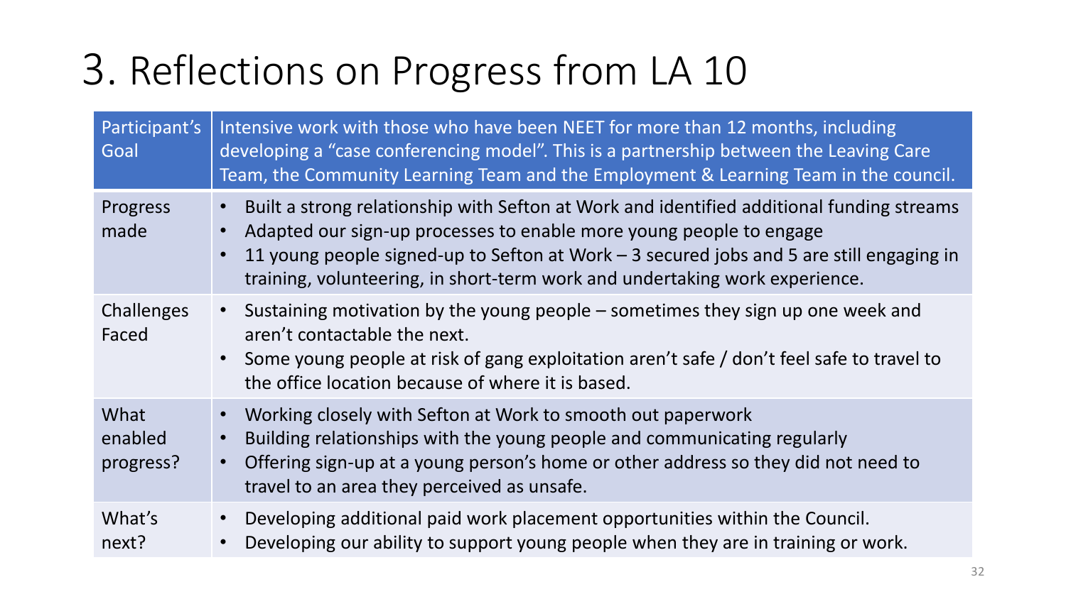# 3. Reflections on Progress from LA 10

| Participant's Goal | Intensive work with those who have been NEET for more than 12 months, including developing a "case conferencing model". This is a partnership between the Leaving Care Team, the Community Learning Team and the Employment & Learning Team in the council. |
|---|---|
| Progress made | • Built a strong relationship with Sefton at Work and identified additional funding streams<br>• Adapted our sign-up processes to enable more young people to engage<br>• 11 young people signed-up to Sefton at Work – 3 secured jobs and 5 are still engaging in training, volunteering, in short-term work and undertaking work experience. |
| Challenges Faced | • Sustaining motivation by the young people – sometimes they sign up one week and aren't contactable the next.<br>• Some young people at risk of gang exploitation aren't safe / don't feel safe to travel to the office location because of where it is based. |
| What enabled progress? | • Working closely with Sefton at Work to smooth out paperwork<br>• Building relationships with the young people and communicating regularly<br>• Offering sign-up at a young person's home or other address so they did not need to travel to an area they perceived as unsafe. |
| What's next? | • Developing additional paid work placement opportunities within the Council.<br>• Developing our ability to support young people when they are in training or work. |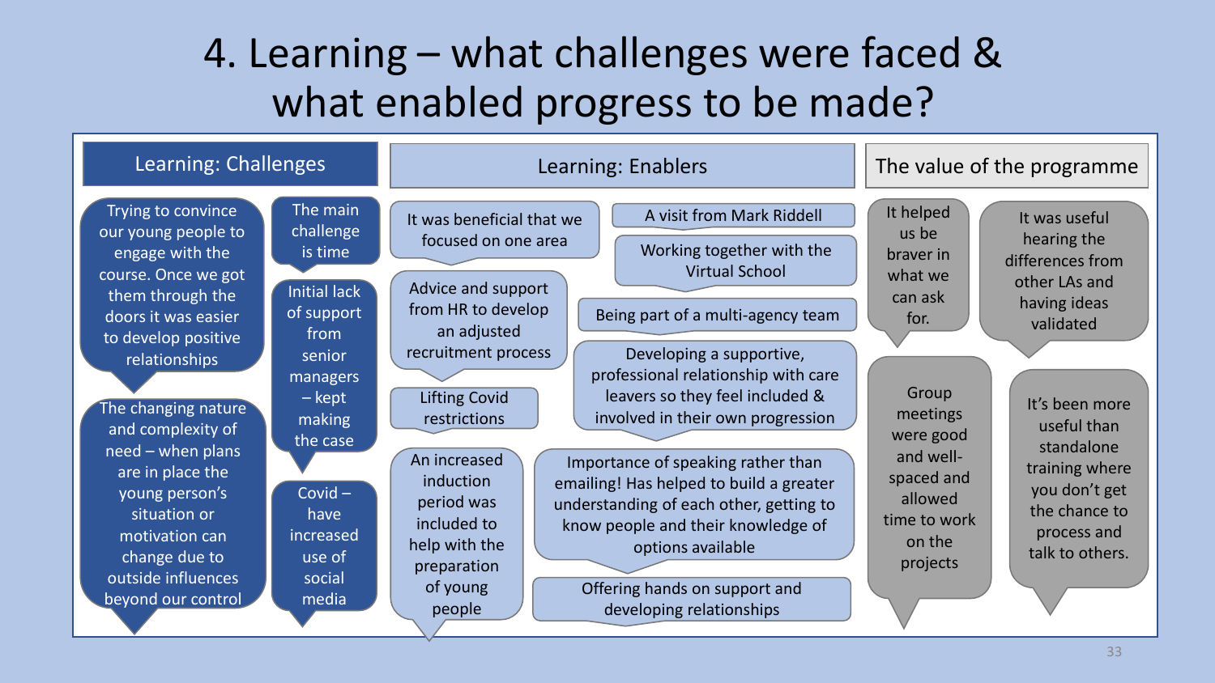# 4. Learning – what challenges were faced & what enabled progress to be made?

## Learning: Challenges

- Trying to convince our young people to engage with the course. Once we got them through the doors it was easier to develop positive relationships
- The changing nature and complexity of need – when plans are in place the young person's situation or motivation can change due to outside influences beyond our control
- The main challenge is time
- Initial lack of support from senior managers – kept making the case
- Covid – have increased use of social media

## Learning: Enablers

- It was beneficial that we focused on one area
- Advice and support from HR to develop an adjusted recruitment process
- Lifting Covid restrictions
- An increased induction period was included to help with the preparation of young people
- A visit from Mark Riddell
- Working together with the Virtual School
- Being part of a multi-agency team
- Developing a supportive, professional relationship with care leavers so they feel included & involved in their own progression
- Importance of speaking rather than emailing! Has helped to build a greater understanding of each other, getting to know people and their knowledge of options available
- Offering hands on support and developing relationships

## The value of the programme

- It helped us be braver in what we can ask for.
- It was useful hearing the differences from other LAs and having ideas validated
- Group meetings were good and well-spaced and allowed time to work on the projects
- It's been more useful than standalone training where you don't get the chance to process and talk to others.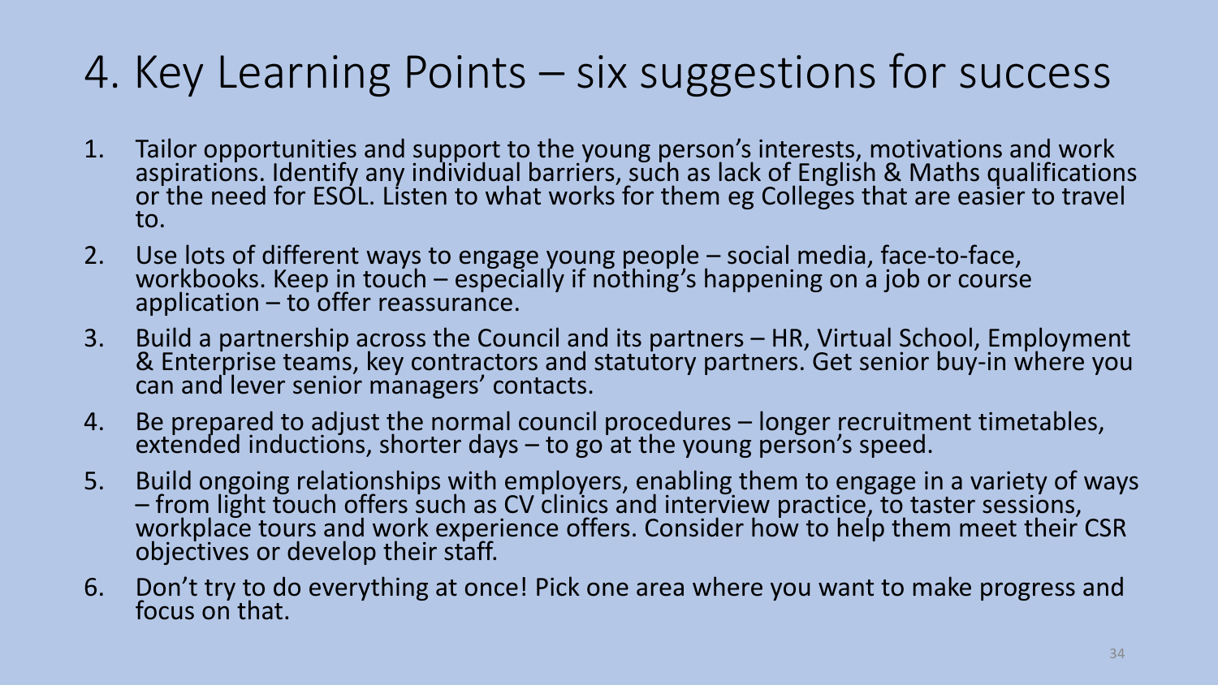# 4. Key Learning Points – six suggestions for success

1. Tailor opportunities and support to the young person's interests, motivations and work aspirations. Identify any individual barriers, such as lack of English & Maths qualifications or the need for ESOL. Listen to what works for them eg Colleges that are easier to travel to.
2. Use lots of different ways to engage young people – social media, face-to-face, workbooks. Keep in touch – especially if nothing's happening on a job or course application – to offer reassurance.
3. Build a partnership across the Council and its partners – HR, Virtual School, Employment & Enterprise teams, key contractors and statutory partners. Get senior buy-in where you can and lever senior managers' contacts.
4. Be prepared to adjust the normal council procedures – longer recruitment timetables, extended inductions, shorter days – to go at the young person's speed.
5. Build ongoing relationships with employers, enabling them to engage in a variety of ways – from light touch offers such as CV clinics and interview practice, to taster sessions, workplace tours and work experience offers. Consider how to help them meet their CSR objectives or develop their staff.
6. Don't try to do everything at once! Pick one area where you want to make progress and focus on that.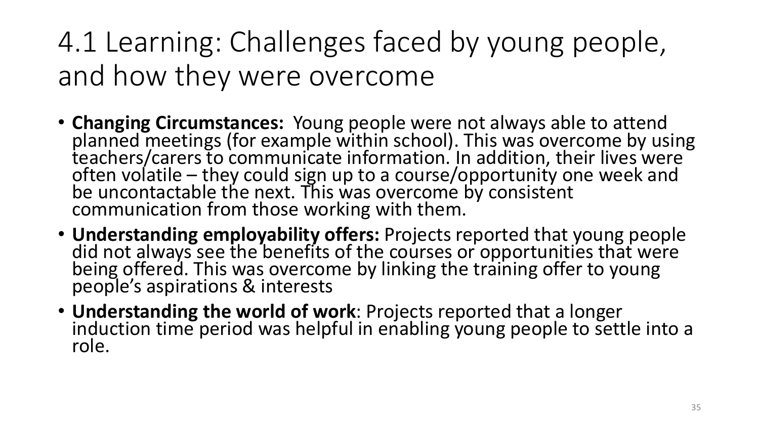# 4.1 Learning: Challenges faced by young people, and how they were overcome

- **Changing Circumstances:** Young people were not always able to attend planned meetings (for example within school). This was overcome by using teachers/carers to communicate information. In addition, their lives were often volatile – they could sign up to a course/opportunity one week and be uncontactable the next. This was overcome by consistent communication from those working with them.
- **Understanding employability offers:** Projects reported that young people did not always see the benefits of the courses or opportunities that were being offered. This was overcome by linking the training offer to young people's aspirations & interests
- **Understanding the world of work**: Projects reported that a longer induction time period was helpful in enabling young people to settle into a role.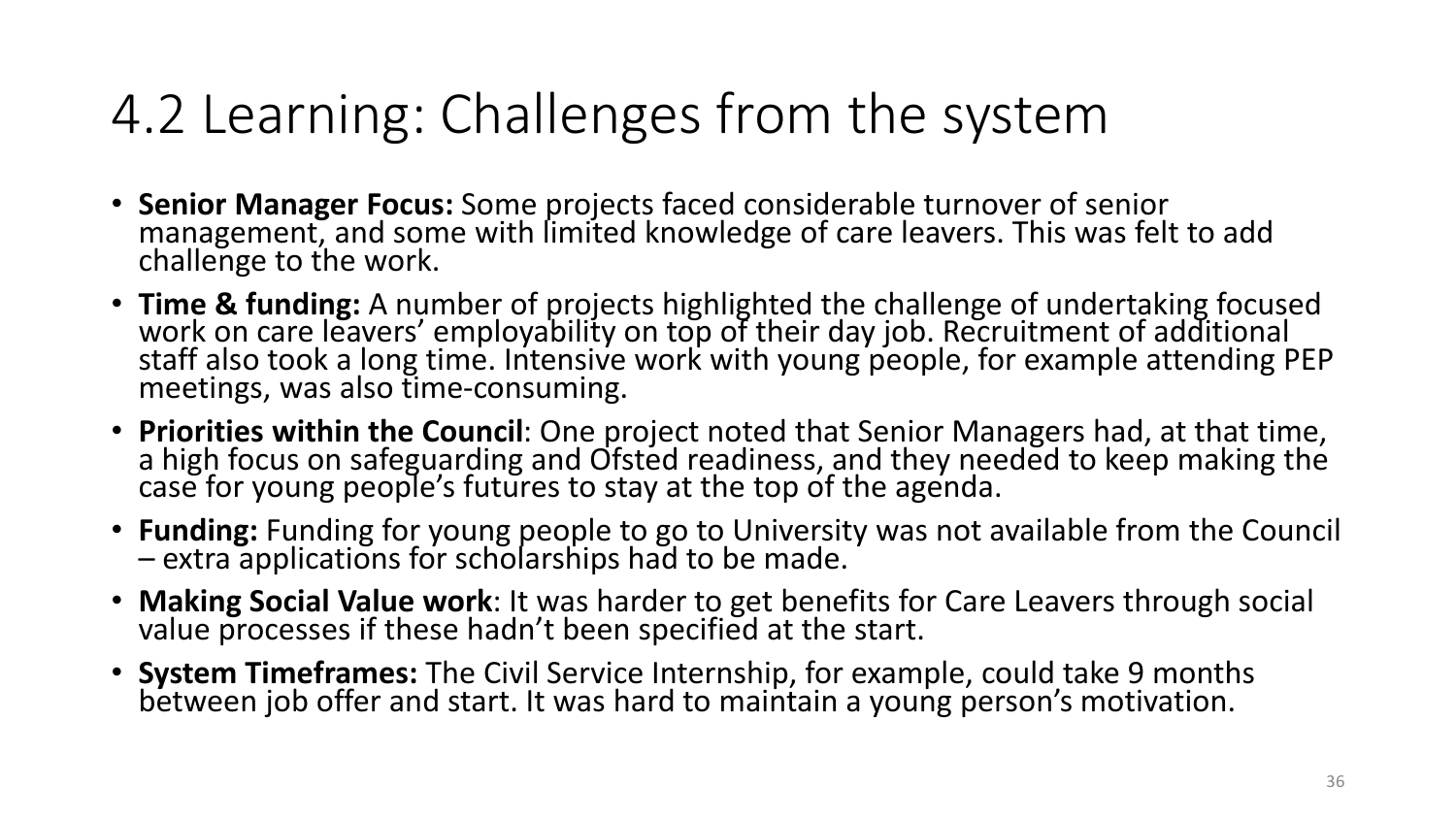# 4.2 Learning: Challenges from the system

- **Senior Manager Focus:** Some projects faced considerable turnover of senior management, and some with limited knowledge of care leavers. This was felt to add challenge to the work.
- **Time & funding:** A number of projects highlighted the challenge of undertaking focused work on care leavers' employability on top of their day job. Recruitment of additional staff also took a long time. Intensive work with young people, for example attending PEP meetings, was also time-consuming.
- **Priorities within the Council**: One project noted that Senior Managers had, at that time, a high focus on safeguarding and Ofsted readiness, and they needed to keep making the case for young people's futures to stay at the top of the agenda.
- **Funding:** Funding for young people to go to University was not available from the Council – extra applications for scholarships had to be made.
- **Making Social Value work**: It was harder to get benefits for Care Leavers through social value processes if these hadn't been specified at the start.
- **System Timeframes:** The Civil Service Internship, for example, could take 9 months between job offer and start. It was hard to maintain a young person's motivation.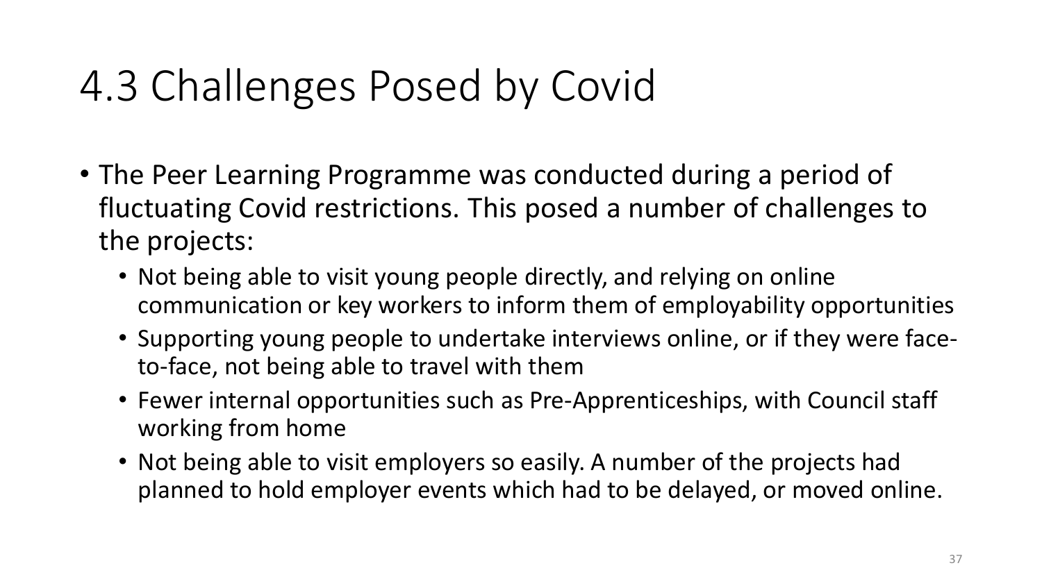# 4.3 Challenges Posed by Covid

- The Peer Learning Programme was conducted during a period of fluctuating Covid restrictions. This posed a number of challenges to the projects:
  - Not being able to visit young people directly, and relying on online communication or key workers to inform them of employability opportunities
  - Supporting young people to undertake interviews online, or if they were face-to-face, not being able to travel with them
  - Fewer internal opportunities such as Pre-Apprenticeships, with Council staff working from home
  - Not being able to visit employers so easily. A number of the projects had planned to hold employer events which had to be delayed, or moved online.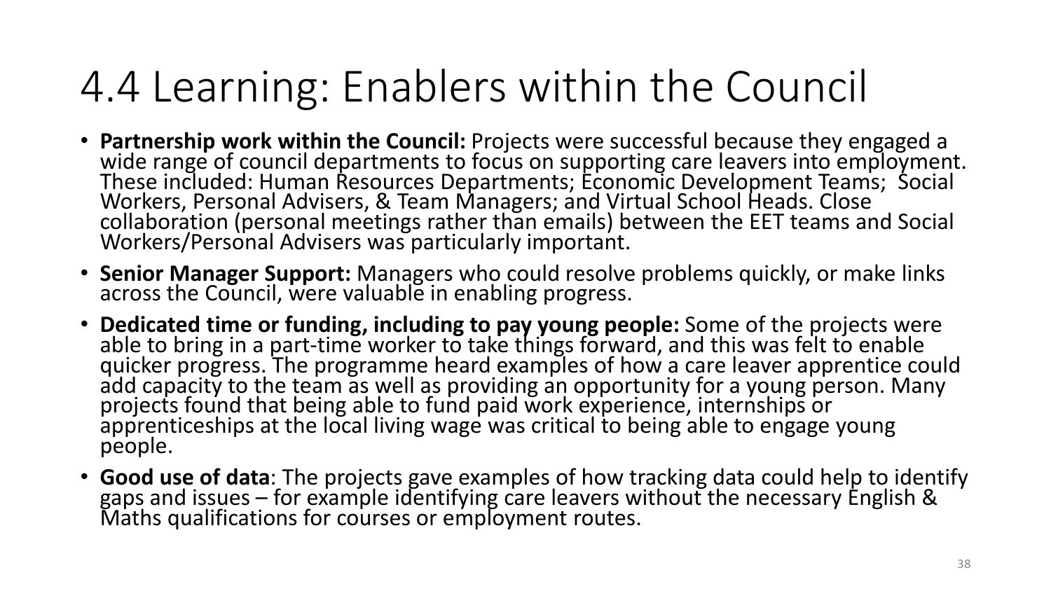# 4.4 Learning: Enablers within the Council

- **Partnership work within the Council:** Projects were successful because they engaged a wide range of council departments to focus on supporting care leavers into employment. These included: Human Resources Departments; Economic Development Teams; Social Workers, Personal Advisers, & Team Managers; and Virtual School Heads. Close collaboration (personal meetings rather than emails) between the EET teams and Social Workers/Personal Advisers was particularly important.
- **Senior Manager Support:** Managers who could resolve problems quickly, or make links across the Council, were valuable in enabling progress.
- **Dedicated time or funding, including to pay young people:** Some of the projects were able to bring in a part-time worker to take things forward, and this was felt to enable quicker progress. The programme heard examples of how a care leaver apprentice could add capacity to the team as well as providing an opportunity for a young person. Many projects found that being able to fund paid work experience, internships or apprenticeships at the local living wage was critical to being able to engage young people.
- **Good use of data**: The projects gave examples of how tracking data could help to identify gaps and issues – for example identifying care leavers without the necessary English & Maths qualifications for courses or employment routes.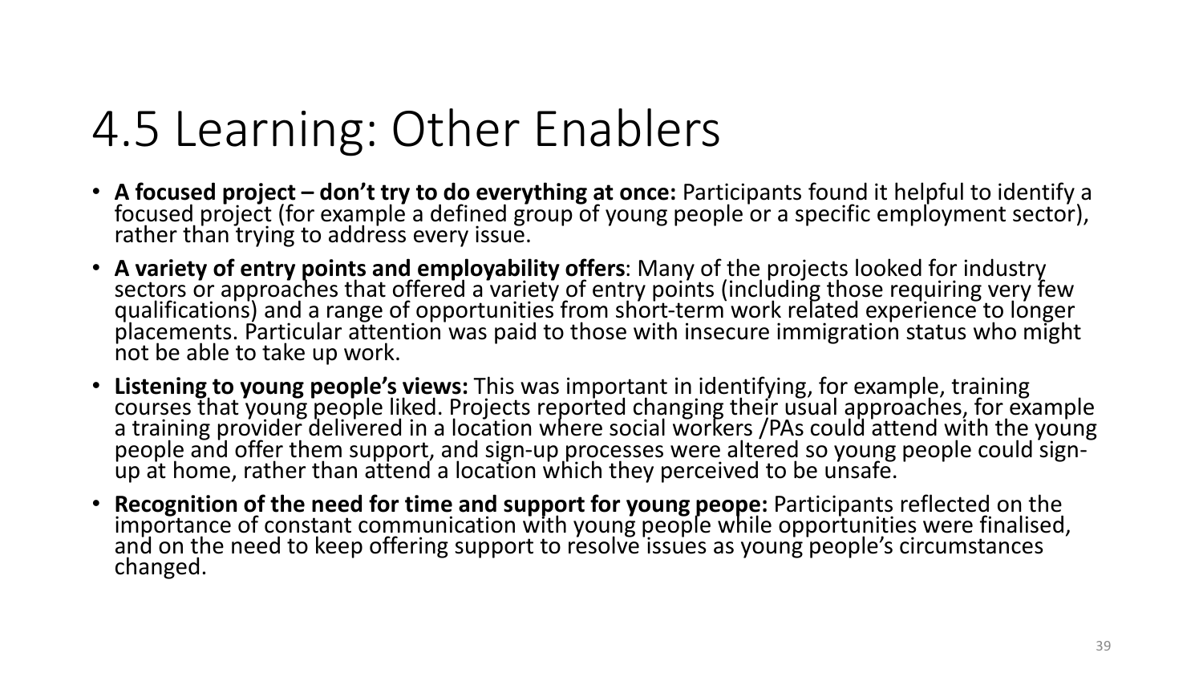# 4.5 Learning: Other Enablers

- **A focused project – don't try to do everything at once:** Participants found it helpful to identify a focused project (for example a defined group of young people or a specific employment sector), rather than trying to address every issue.
- **A variety of entry points and employability offers**: Many of the projects looked for industry sectors or approaches that offered a variety of entry points (including those requiring very few qualifications) and a range of opportunities from short-term work related experience to longer placements. Particular attention was paid to those with insecure immigration status who might not be able to take up work.
- **Listening to young people's views:** This was important in identifying, for example, training courses that young people liked. Projects reported changing their usual approaches, for example a training provider delivered in a location where social workers /PAs could attend with the young people and offer them support, and sign-up processes were altered so young people could sign-up at home, rather than attend a location which they perceived to be unsafe.
- **Recognition of the need for time and support for young peope:** Participants reflected on the importance of constant communication with young people while opportunities were finalised, and on the need to keep offering support to resolve issues as young people's circumstances changed.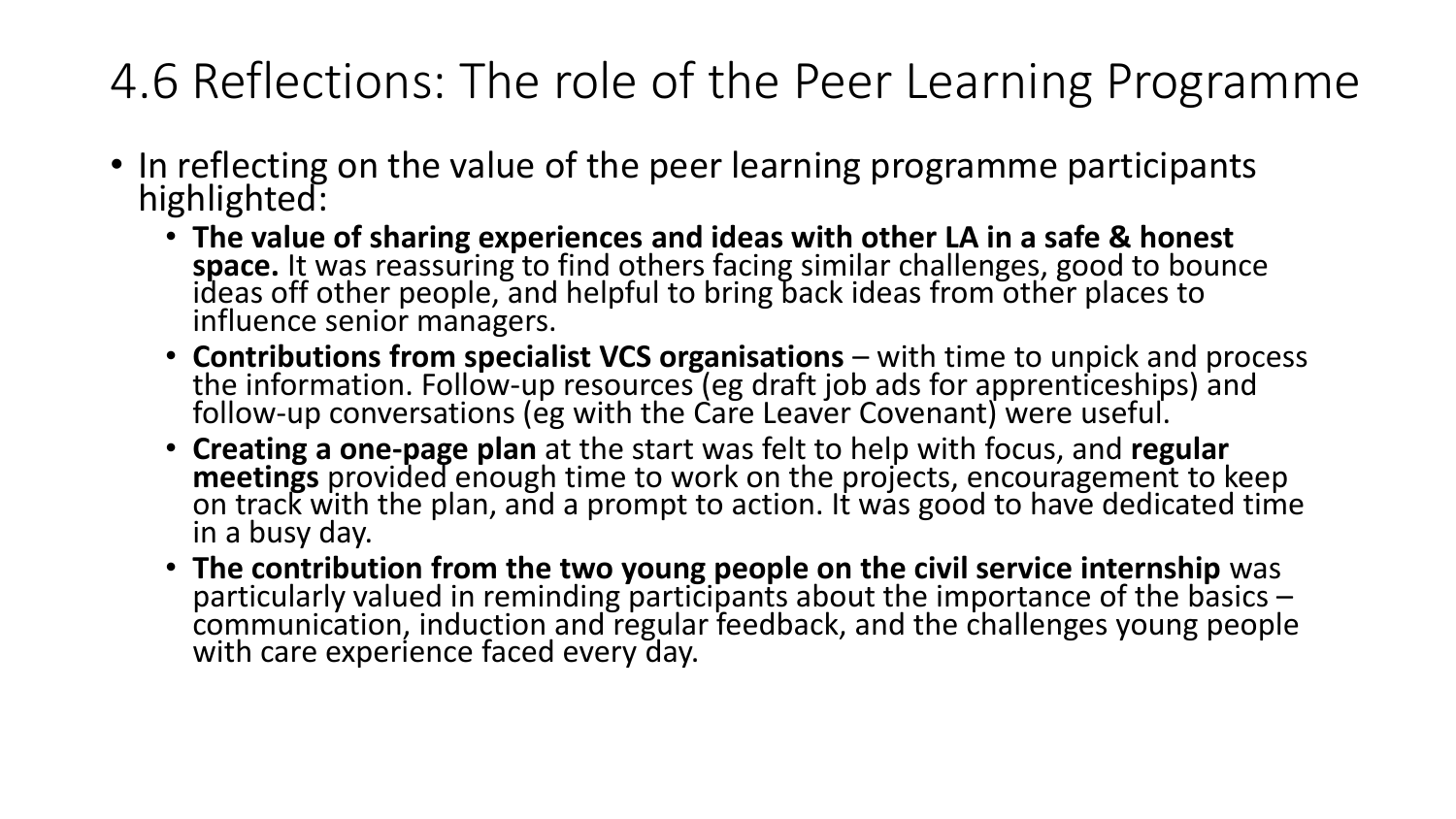# 4.6 Reflections: The role of the Peer Learning Programme

- In reflecting on the value of the peer learning programme participants highlighted:
  - **The value of sharing experiences and ideas with other LA in a safe & honest space.** It was reassuring to find others facing similar challenges, good to bounce ideas off other people, and helpful to bring back ideas from other places to influence senior managers.
  - **Contributions from specialist VCS organisations** – with time to unpick and process the information. Follow-up resources (eg draft job ads for apprenticeships) and follow-up conversations (eg with the Care Leaver Covenant) were useful.
  - **Creating a one-page plan** at the start was felt to help with focus, and **regular meetings** provided enough time to work on the projects, encouragement to keep on track with the plan, and a prompt to action. It was good to have dedicated time in a busy day.
  - **The contribution from the two young people on the civil service internship** was particularly valued in reminding participants about the importance of the basics – communication, induction and regular feedback, and the challenges young people with care experience faced every day.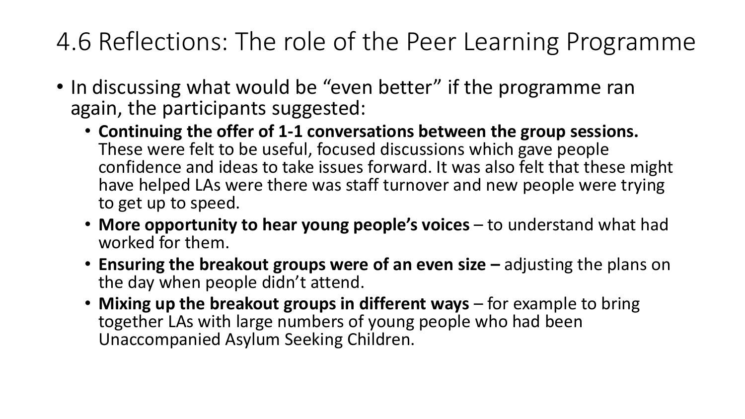# 4.6 Reflections: The role of the Peer Learning Programme

- In discussing what would be "even better" if the programme ran again, the participants suggested:
  - **Continuing the offer of 1-1 conversations between the group sessions.** These were felt to be useful, focused discussions which gave people confidence and ideas to take issues forward. It was also felt that these might have helped LAs were there was staff turnover and new people were trying to get up to speed.
  - **More opportunity to hear young people's voices** – to understand what had worked for them.
  - **Ensuring the breakout groups were of an even size –** adjusting the plans on the day when people didn't attend.
  - **Mixing up the breakout groups in different ways** – for example to bring together LAs with large numbers of young people who had been Unaccompanied Asylum Seeking Children.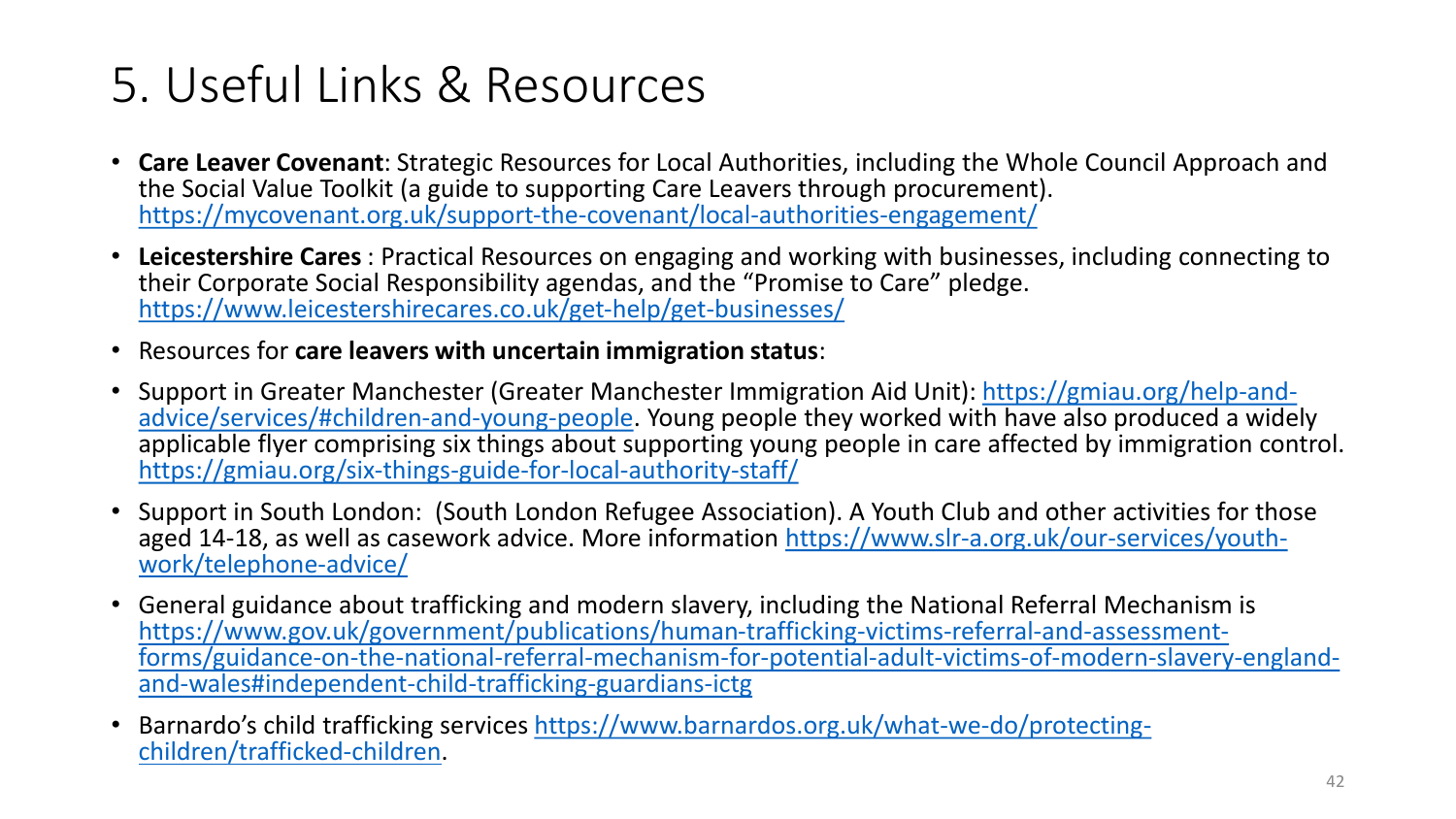# 5. Useful Links & Resources

- **Care Leaver Covenant**: Strategic Resources for Local Authorities, including the Whole Council Approach and the Social Value Toolkit (a guide to supporting Care Leavers through procurement). https://mycovenant.org.uk/support-the-covenant/local-authorities-engagement/
- **Leicestershire Cares** : Practical Resources on engaging and working with businesses, including connecting to their Corporate Social Responsibility agendas, and the "Promise to Care" pledge. https://www.leicestershirecares.co.uk/get-help/get-businesses/
- Resources for **care leavers with uncertain immigration status**:
- Support in Greater Manchester (Greater Manchester Immigration Aid Unit): https://gmiau.org/help-and-advice/services/#children-and-young-people. Young people they worked with have also produced a widely applicable flyer comprising six things about supporting young people in care affected by immigration control. https://gmiau.org/six-things-guide-for-local-authority-staff/
- Support in South London: (South London Refugee Association). A Youth Club and other activities for those aged 14-18, as well as casework advice. More information https://www.slr-a.org.uk/our-services/youth-work/telephone-advice/
- General guidance about trafficking and modern slavery, including the National Referral Mechanism is https://www.gov.uk/government/publications/human-trafficking-victims-referral-and-assessment-forms/guidance-on-the-national-referral-mechanism-for-potential-adult-victims-of-modern-slavery-england-and-wales#independent-child-trafficking-guardians-ictg
- Barnardo's child trafficking services https://www.barnardos.org.uk/what-we-do/protecting-children/trafficked-children.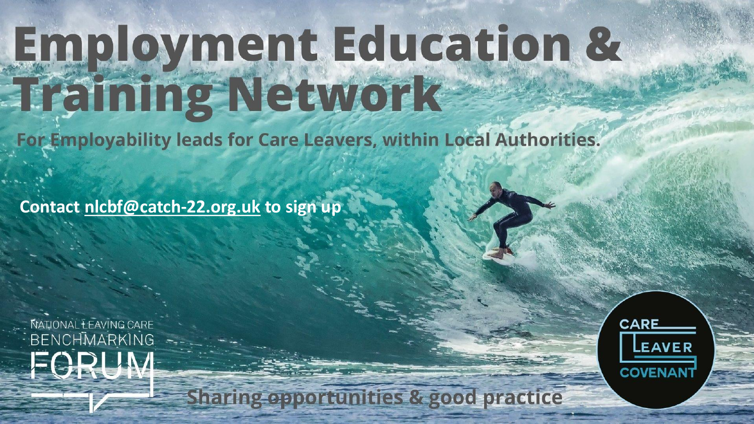# Employment Education & Training Network

**For Employability leads for Care Leavers, within Local Authorities.**

**Contact nlcbf@catch-22.org.uk to sign up**

NATIONAL LEAVING CARE BENCHMARKING FORUM

**Sharing opportunities & good practice**

CARE LEAVER COVENANT